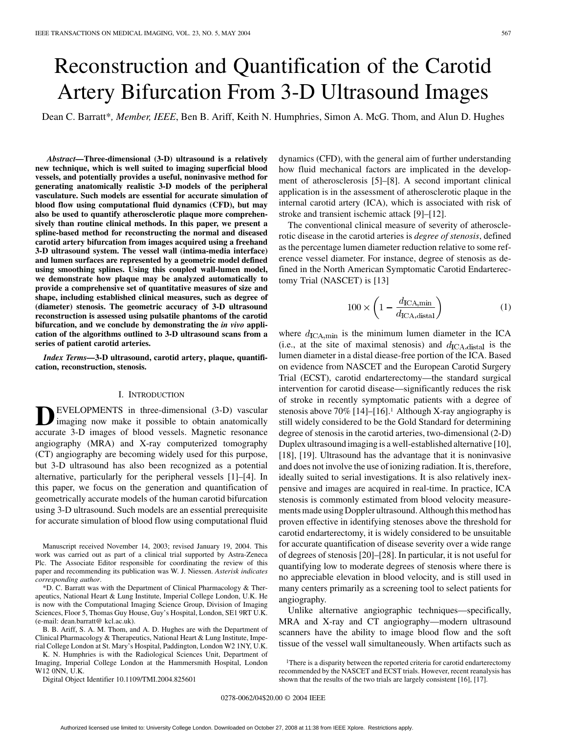# Reconstruction and Quantification of the Carotid Artery Bifurcation From 3-D Ultrasound Images

Dean C. Barratt*, *Member, IEEE*, Ben B. Ariff, Keith N. Humphries, Simon A. McG. Thom, and Alun D. Hughes

***Abstract*—Three-dimensional (3-D) ultrasound is a relatively new technique, which is well suited to imaging superficial blood vessels, and potentially provides a useful, noninvasive method for generating anatomically realistic 3-D models of the peripheral vasculature. Such models are essential for accurate simulation of blood flow using computational fluid dynamics (CFD), but may also be used to quantify atherosclerotic plaque more comprehensively than routine clinical methods. In this paper, we present a spline-based method for reconstructing the normal and diseased carotid artery bifurcation from images acquired using a freehand 3-D ultrasound system. The vessel wall (intima-media interface) and lumen surfaces are represented by a geometric model defined using smoothing splines. Using this coupled wall-lumen model, we demonstrate how plaque may be analyzed automatically to provide a comprehensive set of quantitative measures of size and shape, including established clinical measures, such as degree of (diameter) stenosis. The geometric accuracy of 3-D ultrasound reconstruction is assessed using pulsatile phantoms of the carotid bifurcation, and we conclude by demonstrating the *in vivo* application of the algorithms outlined to 3-D ultrasound scans from a series of patient carotid arteries.**

***Index Terms*—3-D ultrasound, carotid artery, plaque, quantification, reconstruction, stenosis.**

## I. Introduction

Developments in three-dimensional (3-D) vascular imaging now make it possible to obtain anatomically accurate 3-D images of blood vessels. Magnetic resonance angiography (MRA) and X-ray computerized tomography (CT) angiography are becoming widely used for this purpose, but 3-D ultrasound has also been recognized as a potential alternative, particularly for the peripheral vessels [1]–[4]. In this paper, we focus on the generation and quantification of geometrically accurate models of the human carotid bifurcation using 3-D ultrasound. Such models are an essential prerequisite for accurate simulation of blood flow using computational fluid dynamics (CFD), with the general aim of further understanding how fluid mechanical factors are implicated in the development of atherosclerosis [5]–[8]. A second important clinical application is in the assessment of atherosclerotic plaque in the internal carotid artery (ICA), which is associated with risk of stroke and transient ischemic attack [9]–[12].

The conventional clinical measure of severity of atherosclerotic disease in the carotid arteries is *degree of stenosis*, defined as the percentage lumen diameter reduction relative to some reference vessel diameter. For instance, degree of stenosis as defined in the North American Symptomatic Carotid Endarterectomy Trial (NASCET) is [13]

$$100 \times \left(1 - \frac{d_{\text{ICA,min}}}{d_{\text{ICA,distal}}}\right) \tag{1}$$

where $d_{\text{ICA,min}}$ is the minimum lumen diameter in the ICA (i.e., at the site of maximal stenosis) and $d_{\text{ICA,distal}}$ is the lumen diameter in a distal diease-free portion of the ICA. Based on evidence from NASCET and the European Carotid Surgery Trial (ECST), carotid endarterectomy—the standard surgical intervention for carotid disease—significantly reduces the risk of stroke in recently symptomatic patients with a degree of stenosis above 70% [14]–[16].[1] Although X-ray angiography is still widely considered to be the Gold Standard for determining degree of stenosis in the carotid arteries, two-dimensional (2-D) Duplex ultrasound imaging is a well-established alternative [10], [18], [19]. Ultrasound has the advantage that it is noninvasive and does not involve the use of ionizing radiation. It is, therefore, ideally suited to serial investigations. It is also relatively inexpensive and images are acquired in real-time. In practice, ICA stenosis is commonly estimated from blood velocity measurements made using Doppler ultrasound. Although this method has proven effective in identifying stenoses above the threshold for carotid endarterectomy, it is widely considered to be unsuitable for accurate quantification of disease severity over a wide range of degrees of stenosis [20]–[28]. In particular, it is not useful for quantifying low to moderate degrees of stenosis where there is no appreciable elevation in blood velocity, and is still used in many centers primarily as a screening tool to select patients for angiography.

Unlike alternative angiographic techniques—specifically, MRA and X-ray and CT angiography—modern ultrasound scanners have the ability to image blood flow and the soft tissue of the vessel wall simultaneously. When artifacts such as

---

Manuscript received November 14, 2003; revised January 19, 2004. This work was carried out as part of a clinical trial supported by Astra-Zeneca Plc. The Associate Editor responsible for coordinating the review of this paper and recommending its publication was W. J. Niessen. *Asterisk indicates corresponding author*.

*D. C. Barratt was with the Department of Clinical Pharmacology & Therapeutics, National Heart & Lung Institute, Imperial College London, U.K. He is now with the Computational Imaging Science Group, Division of Imaging Sciences, Floor 5, Thomas Guy House, Guy's Hospital, London, SE1 9RT U.K. (e-mail: dean.barratt@ kcl.ac.uk).

B. B. Ariff, S. A. M. Thom, and A. D. Hughes are with the Department of Clinical Pharmacology & Therapeutics, National Heart & Lung Institute, Imperial College London at St. Mary's Hospital, Paddington, London W2 1NY, U.K.

K. N. Humphries is with the Radiological Sciences Unit, Department of Imaging, Imperial College London at the Hammersmith Hospital, London W12 0NN, U.K.

Digital Object Identifier 10.1109/TMI.2004.825601

[1] There is a disparity between the reported criteria for carotid endarterectomy recommended by the NASCET and ECST trials. However, recent reanalysis has shown that the results of the two trials are largely consistent [16], [17].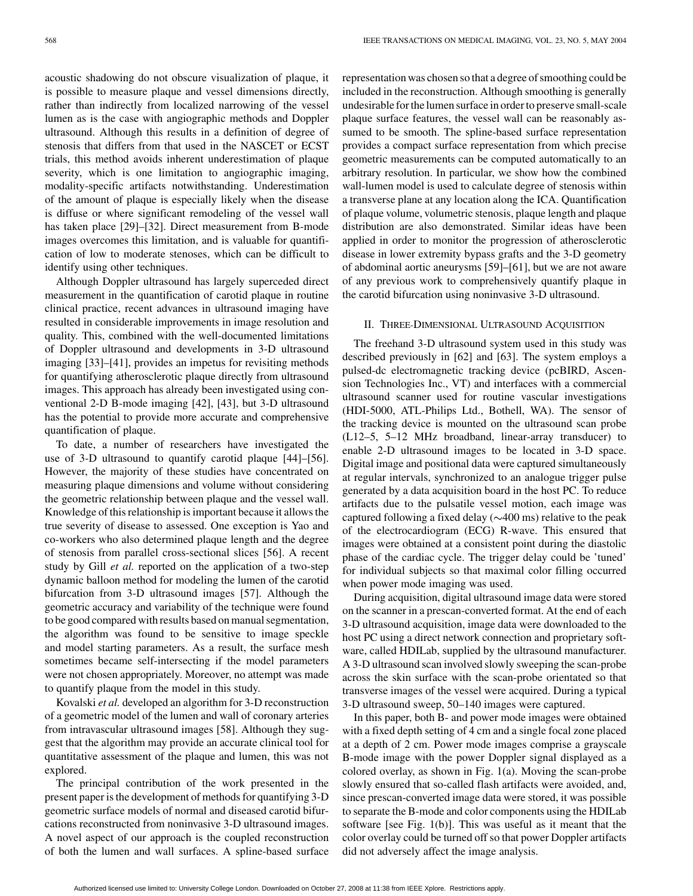acoustic shadowing do not obscure visualization of plaque, it is possible to measure plaque and vessel dimensions directly, rather than indirectly from localized narrowing of the vessel lumen as is the case with angiographic methods and Doppler ultrasound. Although this results in a definition of degree of stenosis that differs from that used in the NASCET or ECST trials, this method avoids inherent underestimation of plaque severity, which is one limitation to angiographic imaging, modality-specific artifacts notwithstanding. Underestimation of the amount of plaque is especially likely when the disease is diffuse or where significant remodeling of the vessel wall has taken place [29]–[32]. Direct measurement from B-mode images overcomes this limitation, and is valuable for quantification of low to moderate stenoses, which can be difficult to identify using other techniques.

Although Doppler ultrasound has largely superceded direct measurement in the quantification of carotid plaque in routine clinical practice, recent advances in ultrasound imaging have resulted in considerable improvements in image resolution and quality. This, combined with the well-documented limitations of Doppler ultrasound and developments in 3-D ultrasound imaging [33]–[41], provides an impetus for revisiting methods for quantifying atherosclerotic plaque directly from ultrasound images. This approach has already been investigated using conventional 2-D B-mode imaging [42], [43], but 3-D ultrasound has the potential to provide more accurate and comprehensive quantification of plaque.

To date, a number of researchers have investigated the use of 3-D ultrasound to quantify carotid plaque [44]–[56]. However, the majority of these studies have concentrated on measuring plaque dimensions and volume without considering the geometric relationship between plaque and the vessel wall. Knowledge of this relationship is important because it allows the true severity of disease to assessed. One exception is Yao and co-workers who also determined plaque length and the degree of stenosis from parallel cross-sectional slices [56]. A recent study by Gill *et al.* reported on the application of a two-step dynamic balloon method for modeling the lumen of the carotid bifurcation from 3-D ultrasound images [57]. Although the geometric accuracy and variability of the technique were found to be good compared with results based on manual segmentation, the algorithm was found to be sensitive to image speckle and model starting parameters. As a result, the surface mesh sometimes became self-intersecting if the model parameters were not chosen appropriately. Moreover, no attempt was made to quantify plaque from the model in this study.

Kovalski *et al.* developed an algorithm for 3-D reconstruction of a geometric model of the lumen and wall of coronary arteries from intravascular ultrasound images [58]. Although they suggest that the algorithm may provide an accurate clinical tool for quantitative assessment of the plaque and lumen, this was not explored.

The principal contribution of the work presented in the present paper is the development of methods for quantifying 3-D geometric surface models of normal and diseased carotid bifurcations reconstructed from noninvasive 3-D ultrasound images. A novel aspect of our approach is the coupled reconstruction of both the lumen and wall surfaces. A spline-based surface representation was chosen so that a degree of smoothing could be included in the reconstruction. Although smoothing is generally undesirable for the lumen surface in order to preserve small-scale plaque surface features, the vessel wall can be reasonably assumed to be smooth. The spline-based surface representation provides a compact surface representation from which precise geometric measurements can be computed automatically to an arbitrary resolution. In particular, we show how the combined wall-lumen model is used to calculate degree of stenosis within a transverse plane at any location along the ICA. Quantification of plaque volume, volumetric stenosis, plaque length and plaque distribution are also demonstrated. Similar ideas have been applied in order to monitor the progression of atherosclerotic disease in lower extremity bypass grafts and the 3-D geometry of abdominal aortic aneurysms [59]–[61], but we are not aware of any previous work to comprehensively quantify plaque in the carotid bifurcation using noninvasive 3-D ultrasound.

## II. Three-Dimensional Ultrasound Acquisition

The freehand 3-D ultrasound system used in this study was described previously in [62] and [63]. The system employs a pulsed-dc electromagnetic tracking device (pcBIRD, Ascension Technologies Inc., VT) and interfaces with a commercial ultrasound scanner used for routine vascular investigations (HDI-5000, ATL-Philips Ltd., Bothell, WA). The sensor of the tracking device is mounted on the ultrasound scan probe (L12–5, 5–12 MHz broadband, linear-array transducer) to enable 2-D ultrasound images to be located in 3-D space. Digital image and positional data were captured simultaneously at regular intervals, synchronized to an analogue trigger pulse generated by a data acquisition board in the host PC. To reduce artifacts due to the pulsatile vessel motion, each image was captured following a fixed delay (~400 ms) relative to the peak of the electrocardiogram (ECG) R-wave. This ensured that images were obtained at a consistent point during the diastolic phase of the cardiac cycle. The trigger delay could be 'tuned' for individual subjects so that maximal color filling occurred when power mode imaging was used.

During acquisition, digital ultrasound image data were stored on the scanner in a prescan-converted format. At the end of each 3-D ultrasound acquisition, image data were downloaded to the host PC using a direct network connection and proprietary software, called HDILab, supplied by the ultrasound manufacturer. A 3-D ultrasound scan involved slowly sweeping the scan-probe across the skin surface with the scan-probe orientated so that transverse images of the vessel were acquired. During a typical 3-D ultrasound sweep, 50–140 images were captured.

In this paper, both B- and power mode images were obtained with a fixed depth setting of 4 cm and a single focal zone placed at a depth of 2 cm. Power mode images comprise a grayscale B-mode image with the power Doppler signal displayed as a colored overlay, as shown in Fig. 1(a). Moving the scan-probe slowly ensured that so-called flash artifacts were avoided, and, since prescan-converted image data were stored, it was possible to separate the B-mode and color components using the HDILab software [see Fig. 1(b)]. This was useful as it meant that the color overlay could be turned off so that power Doppler artifacts did not adversely affect the image analysis.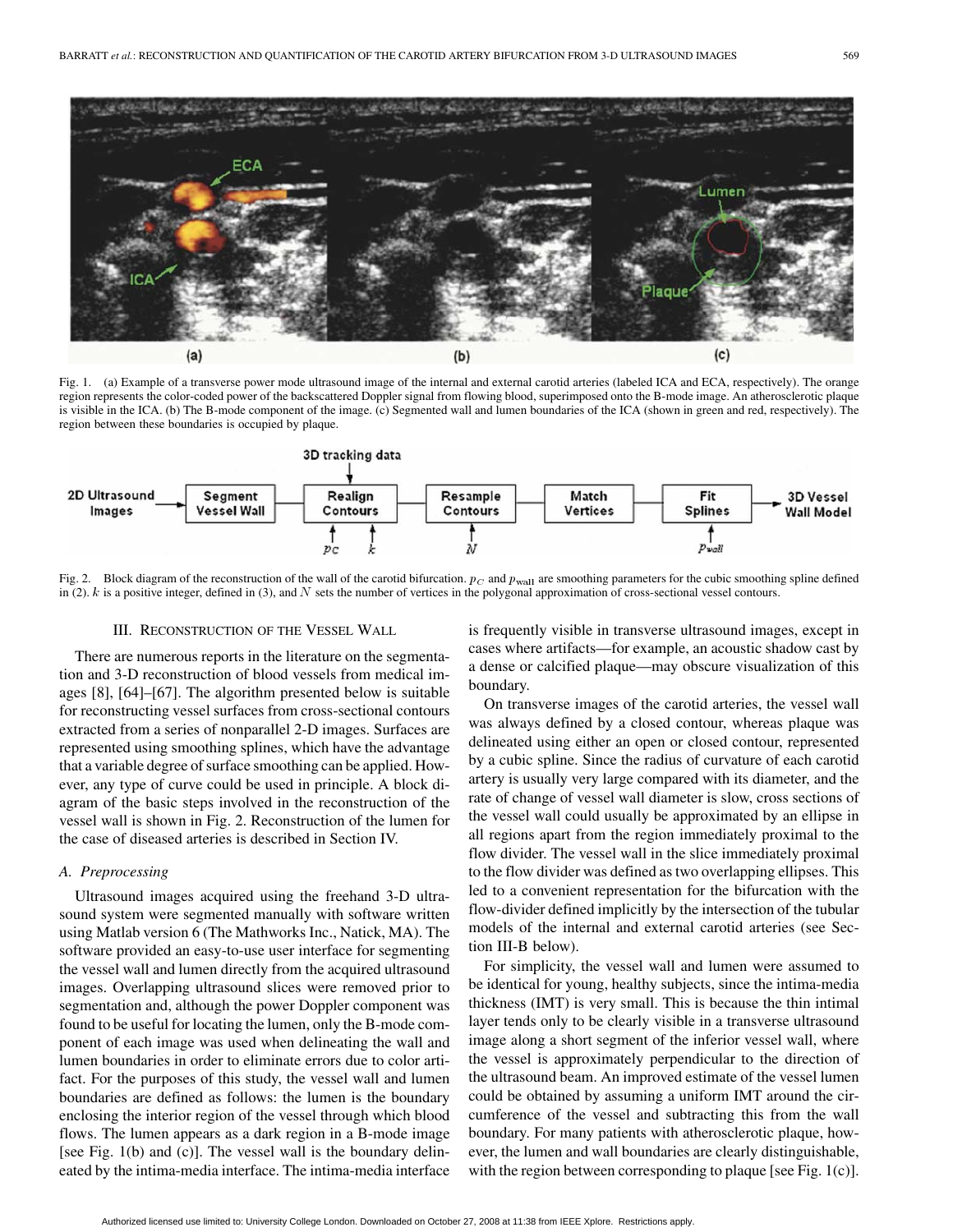ECA

ICA

Lumen

Plaque

(a)

(b)

(c)

Fig. 1. (a) Example of a transverse power mode ultrasound image of the internal and external carotid arteries (labeled ICA and ECA, respectively). The orange region represents the color-coded power of the backscattered Doppler signal from flowing blood, superimposed onto the B-mode image. An atherosclerotic plaque is visible in the ICA. (b) The B-mode component of the image. (c) Segmented wall and lumen boundaries of the ICA (shown in green and red, respectively). The region between these boundaries is occupied by plaque.

3D tracking data

2D Ultrasound Images

Segment Vessel Wall

Realign Contours

Resample Contours

Match Vertices

Fit Splines

3D Vessel Wall Model

$p_C$

$k$

$N$

$p_{wall}$

Fig. 2. Block diagram of the reconstruction of the wall of the carotid bifurcation. $p_C$ and $p_{\text{wall}}$ are smoothing parameters for the cubic smoothing spline defined in (2). $k$ is a positive integer, defined in (3), and $N$ sets the number of vertices in the polygonal approximation of cross-sectional vessel contours.

## III. Reconstruction of the Vessel Wall

There are numerous reports in the literature on the segmentation and 3-D reconstruction of blood vessels from medical images [8], [64]–[67]. The algorithm presented below is suitable for reconstructing vessel surfaces from cross-sectional contours extracted from a series of nonparallel 2-D images. Surfaces are represented using smoothing splines, which have the advantage that a variable degree of surface smoothing can be applied. However, any type of curve could be used in principle. A block diagram of the basic steps involved in the reconstruction of the vessel wall is shown in Fig. 2. Reconstruction of the lumen for the case of diseased arteries is described in Section IV.

### *A. Preprocessing*

Ultrasound images acquired using the freehand 3-D ultrasound system were segmented manually with software written using Matlab version 6 (The Mathworks Inc., Natick, MA). The software provided an easy-to-use user interface for segmenting the vessel wall and lumen directly from the acquired ultrasound images. Overlapping ultrasound slices were removed prior to segmentation and, although the power Doppler component was found to be useful for locating the lumen, only the B-mode component of each image was used when delineating the wall and lumen boundaries in order to eliminate errors due to color artifact. For the purposes of this study, the vessel wall and lumen boundaries are defined as follows: the lumen is the boundary enclosing the interior region of the vessel through which blood flows. The lumen appears as a dark region in a B-mode image [see Fig. 1(b) and (c)]. The vessel wall is the boundary delineated by the intima-media interface. The intima-media interface is frequently visible in transverse ultrasound images, except in cases where artifacts—for example, an acoustic shadow cast by a dense or calcified plaque—may obscure visualization of this boundary.

On transverse images of the carotid arteries, the vessel wall was always defined by a closed contour, whereas plaque was delineated using either an open or closed contour, represented by a cubic spline. Since the radius of curvature of each carotid artery is usually very large compared with its diameter, and the rate of change of vessel wall diameter is slow, cross sections of the vessel wall could usually be approximated by an ellipse in all regions apart from the region immediately proximal to the flow divider. The vessel wall in the slice immediately proximal to the flow divider was defined as two overlapping ellipses. This led to a convenient representation for the bifurcation with the flow-divider defined implicitly by the intersection of the tubular models of the internal and external carotid arteries (see Section III-B below).

For simplicity, the vessel wall and lumen were assumed to be identical for young, healthy subjects, since the intima-media thickness (IMT) is very small. This is because the thin intimal layer tends only to be clearly visible in a transverse ultrasound image along a short segment of the inferior vessel wall, where the vessel is approximately perpendicular to the direction of the ultrasound beam. An improved estimate of the vessel lumen could be obtained by assuming a uniform IMT around the circumference of the vessel and subtracting this from the wall boundary. For many patients with atherosclerotic plaque, however, the lumen and wall boundaries are clearly distinguishable, with the region between corresponding to plaque [see Fig. 1(c)].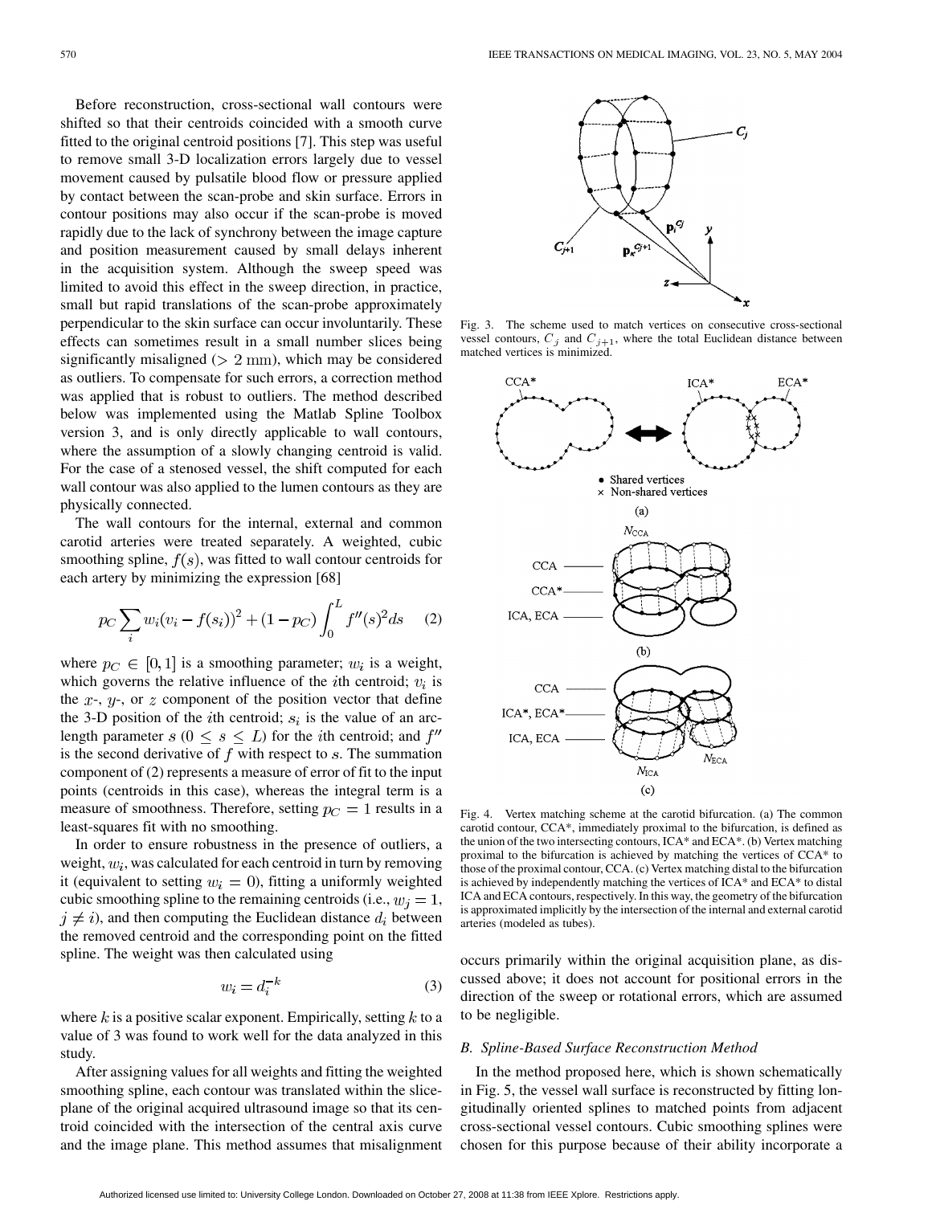Before reconstruction, cross-sectional wall contours were shifted so that their centroids coincided with a smooth curve fitted to the original centroid positions [7]. This step was useful to remove small 3-D localization errors largely due to vessel movement caused by pulsatile blood flow or pressure applied by contact between the scan-probe and skin surface. Errors in contour positions may also occur if the scan-probe is moved rapidly due to the lack of synchrony between the image capture and position measurement caused by small delays inherent in the acquisition system. Although the sweep speed was limited to avoid this effect in the sweep direction, in practice, small but rapid translations of the scan-probe approximately perpendicular to the skin surface can occur involuntarily. These effects can sometimes result in a small number slices being significantly misaligned ($> 2$ mm), which may be considered as outliers. To compensate for such errors, a correction method was applied that is robust to outliers. The method described below was implemented using the Matlab Spline Toolbox version 3, and is only directly applicable to wall contours, where the assumption of a slowly changing centroid is valid. For the case of a stenosed vessel, the shift computed for each wall contour was also applied to the lumen contours as they are physically connected.

The wall contours for the internal, external and common carotid arteries were treated separately. A weighted, cubic smoothing spline, $f(s)$, was fitted to wall contour centroids for each artery by minimizing the expression [68]

$$p_C \sum_i w_i (v_i - f(s_i))^2 + (1 - p_C) \int_0^L f''(s)^2 ds \quad (2)$$

where $p_C \in [0, 1]$ is a smoothing parameter; $w_i$ is a weight, which governs the relative influence of the $i$th centroid; $v_i$ is the $x$-, $y$-, or $z$ component of the position vector that define the 3-D position of the $i$th centroid; $s_i$ is the value of an arc-length parameter $s$ ($0 \leq s \leq L$) for the $i$th centroid; and $f''$ is the second derivative of $f$ with respect to $s$. The summation component of (2) represents a measure of error of fit to the input points (centroids in this case), whereas the integral term is a measure of smoothness. Therefore, setting $p_C = 1$ results in a least-squares fit with no smoothing.

In order to ensure robustness in the presence of outliers, a weight, $w_i$, was calculated for each centroid in turn by removing it (equivalent to setting $w_i = 0$), fitting a uniformly weighted cubic smoothing spline to the remaining centroids (i.e., $w_j = 1$, $j \neq i$), and then computing the Euclidean distance $d_i$ between the removed centroid and the corresponding point on the fitted spline. The weight was then calculated using

$$w_i = d_i^{-k} \quad (3)$$

where $k$ is a positive scalar exponent. Empirically, setting $k$ to a value of 3 was found to work well for the data analyzed in this study.

After assigning values for all weights and fitting the weighted smoothing spline, each contour was translated within the slice-plane of the original acquired ultrasound image so that its centroid coincided with the intersection of the central axis curve and the image plane. This method assumes that misalignment occurs primarily within the original acquisition plane, as discussed above; it does not account for positional errors in the direction of the sweep or rotational errors, which are assumed to be negligible.

Fig. 3. The scheme used to match vertices on consecutive cross-sectional vessel contours, $C_j$ and $C_{j+1}$, where the total Euclidean distance between matched vertices is minimized.

Fig. 4. Vertex matching scheme at the carotid bifurcation. (a) The common carotid contour, CCA*, immediately proximal to the bifurcation, is defined as the union of the two intersecting contours, ICA* and ECA*. (b) Vertex matching proximal to the bifurcation is achieved by matching the vertices of CCA* to those of the proximal contour, CCA. (c) Vertex matching distal to the bifurcation is achieved by independently matching the vertices of ICA* and ECA* to distal ICA and ECA contours, respectively. In this way, the geometry of the bifurcation is approximated implicitly by the intersection of the internal and external carotid arteries (modeled as tubes).

### B. Spline-Based Surface Reconstruction Method

In the method proposed here, which is shown schematically in Fig. 5, the vessel wall surface is reconstructed by fitting longitudinally oriented splines to matched points from adjacent cross-sectional vessel contours. Cubic smoothing splines were chosen for this purpose because of their ability incorporate a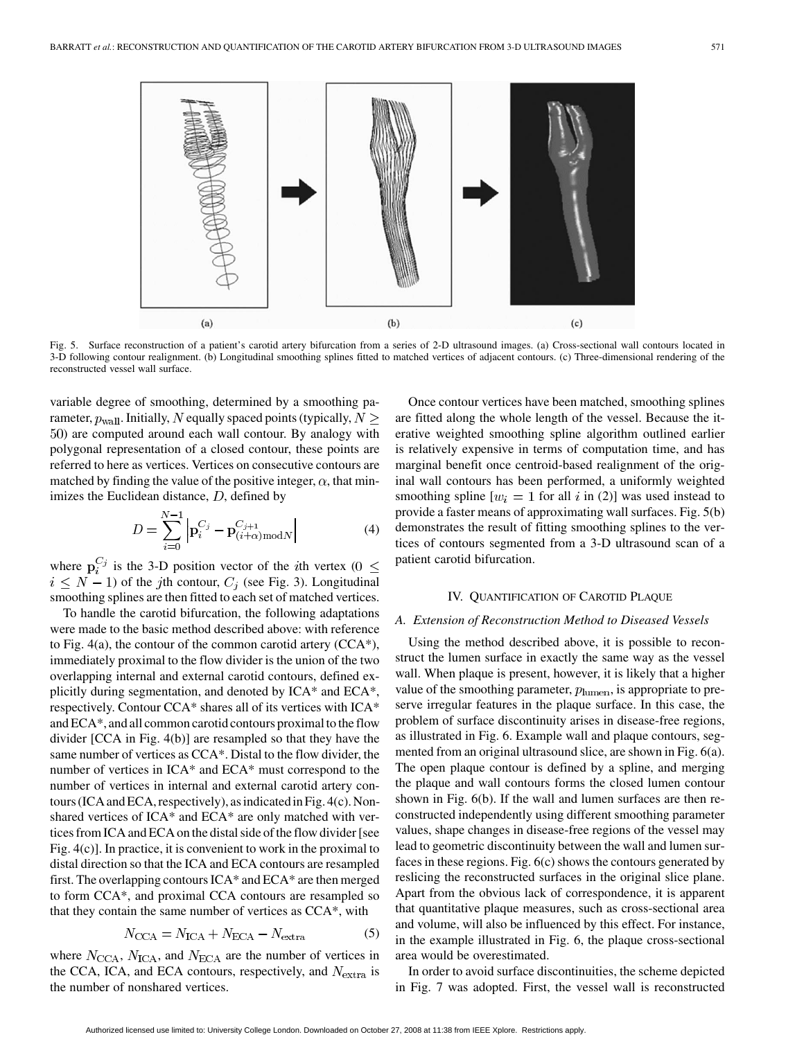Fig. 5. Surface reconstruction of a patient's carotid artery bifurcation from a series of 2-D ultrasound images. (a) Cross-sectional wall contours located in 3-D following contour realignment. (b) Longitudinal smoothing splines fitted to matched vertices of adjacent contours. (c) Three-dimensional rendering of the reconstructed vessel wall surface.

variable degree of smoothing, determined by a smoothing parameter, $p_{\text{wall}}$. Initially, $N$ equally spaced points (typically, $N \geq 50$) are computed around each wall contour. By analogy with polygonal representation of a closed contour, these points are referred to here as vertices. Vertices on consecutive contours are matched by finding the value of the positive integer, $\alpha$, that minimizes the Euclidean distance, $D$, defined by

$$D = \sum_{i=0}^{N-1} \left| \mathbf{p}_i^{C_j} - \mathbf{p}_{(i+\alpha) \bmod N}^{C_{j+1}} \right| \tag{4}$$

where $\mathbf{p}_i^{C_j}$ is the 3-D position vector of the $i$th vertex ($0 \leq i \leq N-1$) of the $j$th contour, $C_j$ (see Fig. 3). Longitudinal smoothing splines are then fitted to each set of matched vertices.

To handle the carotid bifurcation, the following adaptations were made to the basic method described above: with reference to Fig. 4(a), the contour of the common carotid artery (CCA*), immediately proximal to the flow divider is the union of the two overlapping internal and external carotid contours, defined explicitly during segmentation, and denoted by ICA* and ECA*, respectively. Contour CCA* shares all of its vertices with ICA* and ECA*, and all common carotid contours proximal to the flow divider [CCA in Fig. 4(b)] are resampled so that they have the same number of vertices as CCA*. Distal to the flow divider, the number of vertices in ICA* and ECA* must correspond to the number of vertices in internal and external carotid artery contours (ICA and ECA, respectively), as indicated in Fig. 4(c). Nonshared vertices of ICA* and ECA* are only matched with vertices from ICA and ECA on the distal side of the flow divider [see Fig. 4(c)]. In practice, it is convenient to work in the proximal to distal direction so that the ICA and ECA contours are resampled first. The overlapping contours ICA* and ECA* are then merged to form CCA*, and proximal CCA contours are resampled so that they contain the same number of vertices as CCA*, with

$$N_{\text{CCA}} = N_{\text{ICA}} + N_{\text{ECA}} - N_{\text{extra}} \tag{5}$$

where $N_{\text{CCA}}$, $N_{\text{ICA}}$, and $N_{\text{ECA}}$ are the number of vertices in the CCA, ICA, and ECA contours, respectively, and $N_{\text{extra}}$ is the number of nonshared vertices.

Once contour vertices have been matched, smoothing splines are fitted along the whole length of the vessel. Because the iterative weighted smoothing spline algorithm outlined earlier is relatively expensive in terms of computation time, and has marginal benefit once centroid-based realignment of the original wall contours has been performed, a uniformly weighted smoothing spline [$w_i = 1$ for all $i$ in (2)] was used instead to provide a faster means of approximating wall surfaces. Fig. 5(b) demonstrates the result of fitting smoothing splines to the vertices of contours segmented from a 3-D ultrasound scan of a patient carotid bifurcation.

## IV. Quantification of Carotid Plaque

### A. Extension of Reconstruction Method to Diseased Vessels

Using the method described above, it is possible to reconstruct the lumen surface in exactly the same way as the vessel wall. When plaque is present, however, it is likely that a higher value of the smoothing parameter, $p_{\text{lumen}}$, is appropriate to preserve irregular features in the plaque surface. In this case, the problem of surface discontinuity arises in disease-free regions, as illustrated in Fig. 6. Example wall and plaque contours, segmented from an original ultrasound slice, are shown in Fig. 6(a). The open plaque contour is defined by a spline, and merging the plaque and wall contours forms the closed lumen contour shown in Fig. 6(b). If the wall and lumen surfaces are then reconstructed independently using different smoothing parameter values, shape changes in disease-free regions of the vessel may lead to geometric discontinuity between the wall and lumen surfaces in these regions. Fig. 6(c) shows the contours generated by reslicing the reconstructed surfaces in the original slice plane. Apart from the obvious lack of correspondence, it is apparent that quantitative plaque measures, such as cross-sectional area and volume, will also be influenced by this effect. For instance, in the example illustrated in Fig. 6, the plaque cross-sectional area would be overestimated.

In order to avoid surface discontinuities, the scheme depicted in Fig. 7 was adopted. First, the vessel wall is reconstructed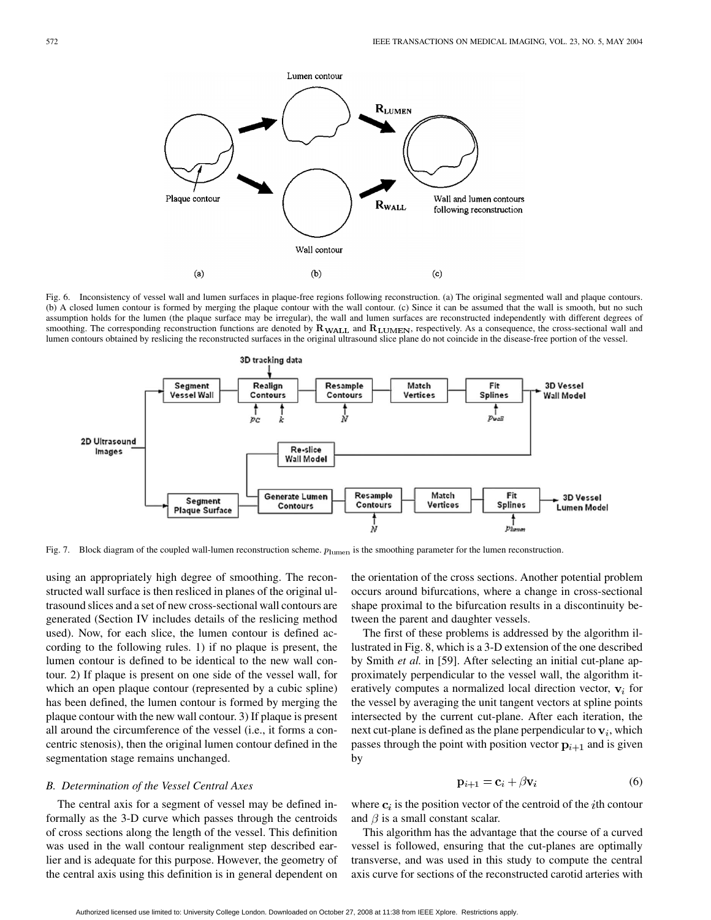Fig. 6. Inconsistency of vessel wall and lumen surfaces in plaque-free regions following reconstruction. (a) The original segmented wall and plaque contours. (b) A closed lumen contour is formed by merging the plaque contour with the wall contour. (c) Since it can be assumed that the wall is smooth, but no such assumption holds for the lumen (the plaque surface may be irregular), the wall and lumen surfaces are reconstructed independently with different degrees of smoothing. The corresponding reconstruction functions are denoted by $\mathbf{R}_{\mathbf{WALL}}$ and $\mathbf{R}_{\mathbf{LUMEN}}$, respectively. As a consequence, the cross-sectional wall and lumen contours obtained by reslicing the reconstructed surfaces in the original ultrasound slice plane do not coincide in the disease-free portion of the vessel.

Fig. 7. Block diagram of the coupled wall-lumen reconstruction scheme. $p_{\text{lumen}}$ is the smoothing parameter for the lumen reconstruction.

using an appropriately high degree of smoothing. The reconstructed wall surface is then resliced in planes of the original ultrasound slices and a set of new cross-sectional wall contours are generated (Section IV includes details of the reslicing method used). Now, for each slice, the lumen contour is defined according to the following rules. 1) if no plaque is present, the lumen contour is defined to be identical to the new wall contour. 2) If plaque is present on one side of the vessel wall, for which an open plaque contour (represented by a cubic spline) has been defined, the lumen contour is formed by merging the plaque contour with the new wall contour. 3) If plaque is present all around the circumference of the vessel (i.e., it forms a concentric stenosis), then the original lumen contour defined in the segmentation stage remains unchanged.

### B. Determination of the Vessel Central Axes

The central axis for a segment of vessel may be defined informally as the 3-D curve which passes through the centroids of cross sections along the length of the vessel. This definition was used in the wall contour realignment step described earlier and is adequate for this purpose. However, the geometry of the central axis using this definition is in general dependent on the orientation of the cross sections. Another potential problem occurs around bifurcations, where a change in cross-sectional shape proximal to the bifurcation results in a discontinuity between the parent and daughter vessels.

The first of these problems is addressed by the algorithm illustrated in Fig. 8, which is a 3-D extension of the one described by Smith *et al.* in [59]. After selecting an initial cut-plane approximately perpendicular to the vessel wall, the algorithm iteratively computes a normalized local direction vector, $\mathbf{v}_i$ for the vessel by averaging the unit tangent vectors at spline points intersected by the current cut-plane. After each iteration, the next cut-plane is defined as the plane perpendicular to $\mathbf{v}_i$, which passes through the point with position vector $\mathbf{p}_{i+1}$ and is given by

$$\mathbf{p}_{i+1} = \mathbf{c}_i + \beta \mathbf{v}_i \tag{6}$$

where $\mathbf{c}_i$ is the position vector of the centroid of the $i$th contour and $\beta$ is a small constant scalar.

This algorithm has the advantage that the course of a curved vessel is followed, ensuring that the cut-planes are optimally transverse, and was used in this study to compute the central axis curve for sections of the reconstructed carotid arteries with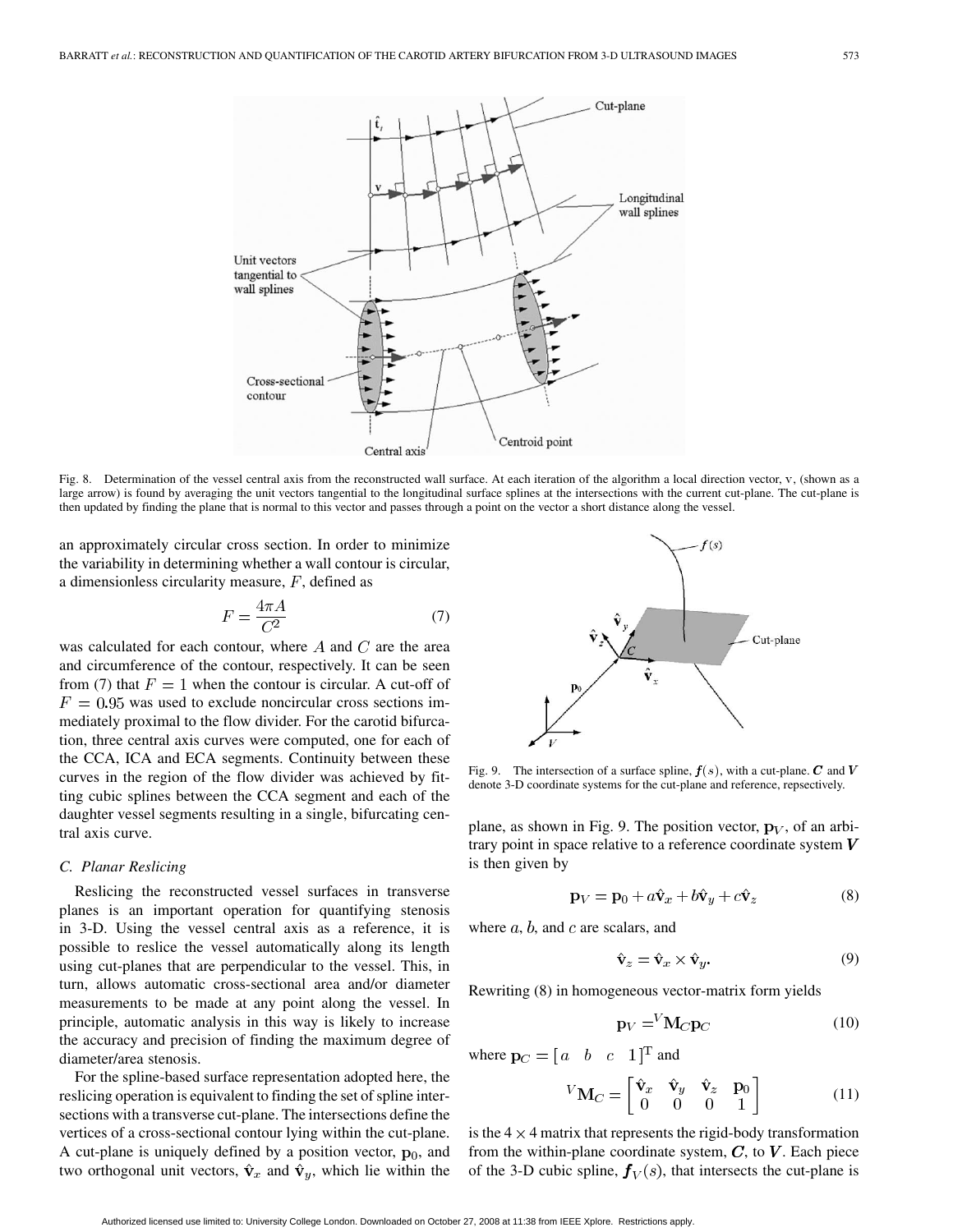Fig. 8. Determination of the vessel central axis from the reconstructed wall surface. At each iteration of the algorithm a local direction vector, v, (shown as a large arrow) is found by averaging the unit vectors tangential to the longitudinal surface splines at the intersections with the current cut-plane. The cut-plane is then updated by finding the plane that is normal to this vector and passes through a point on the vector a short distance along the vessel.

an approximately circular cross section. In order to minimize the variability in determining whether a wall contour is circular, a dimensionless circularity measure, $F$, defined as

$$F = \frac{4\pi A}{C^2} \tag{7}$$

was calculated for each contour, where $A$ and $C$ are the area and circumference of the contour, respectively. It can be seen from (7) that $F = 1$ when the contour is circular. A cut-off of $F = 0.95$ was used to exclude noncircular cross sections immediately proximal to the flow divider. For the carotid bifurcation, three central axis curves were computed, one for each of the CCA, ICA and ECA segments. Continuity between these curves in the region of the flow divider was achieved by fitting cubic splines between the CCA segment and each of the daughter vessel segments resulting in a single, bifurcating central axis curve.

### C. Planar Reslicing

Reslicing the reconstructed vessel surfaces in transverse planes is an important operation for quantifying stenosis in 3-D. Using the vessel central axis as a reference, it is possible to reslice the vessel automatically along its length using cut-planes that are perpendicular to the vessel. This, in turn, allows automatic cross-sectional area and/or diameter measurements to be made at any point along the vessel. In principle, automatic analysis in this way is likely to increase the accuracy and precision of finding the maximum degree of diameter/area stenosis.

For the spline-based surface representation adopted here, the reslicing operation is equivalent to finding the set of spline intersections with a transverse cut-plane. The intersections define the vertices of a cross-sectional contour lying within the cut-plane. A cut-plane is uniquely defined by a position vector, $\mathbf{p}_0$, and two orthogonal unit vectors, $\hat{\mathbf{v}}_x$ and $\hat{\mathbf{v}}_y$, which lie within the plane, as shown in Fig. 9. The position vector, $\mathbf{p}_V$, of an arbitrary point in space relative to a reference coordinate system $\boldsymbol{V}$ is then given by

Fig. 9. The intersection of a surface spline, $\boldsymbol{f}(s)$, with a cut-plane. $\boldsymbol{C}$ and $\boldsymbol{V}$ denote 3-D coordinate systems for the cut-plane and reference, repsectively.

$$\mathbf{p}_V = \mathbf{p}_0 + a\hat{\mathbf{v}}_x + b\hat{\mathbf{v}}_y + c\hat{\mathbf{v}}_z \tag{8}$$

where $a$, $b$, and $c$ are scalars, and

$$\hat{\mathbf{v}}_z = \hat{\mathbf{v}}_x \times \hat{\mathbf{v}}_y. \tag{9}$$

Rewriting (8) in homogeneous vector-matrix form yields

$$\mathbf{p}_V = {}^V\mathbf{M}_C \mathbf{p}_C \tag{10}$$

where $\mathbf{p}_C = [a \quad b \quad c \quad 1]^{\mathrm{T}}$ and

$${}^V\mathbf{M}_C = \begin{bmatrix} \hat{\mathbf{v}}_x & \hat{\mathbf{v}}_y & \hat{\mathbf{v}}_z & \mathbf{p}_0 \\ 0 & 0 & 0 & 1 \end{bmatrix} \tag{11}$$

is the $4 \times 4$ matrix that represents the rigid-body transformation from the within-plane coordinate system, $\boldsymbol{C}$, to $\boldsymbol{V}$. Each piece of the 3-D cubic spline, $\boldsymbol{f}_V(s)$, that intersects the cut-plane is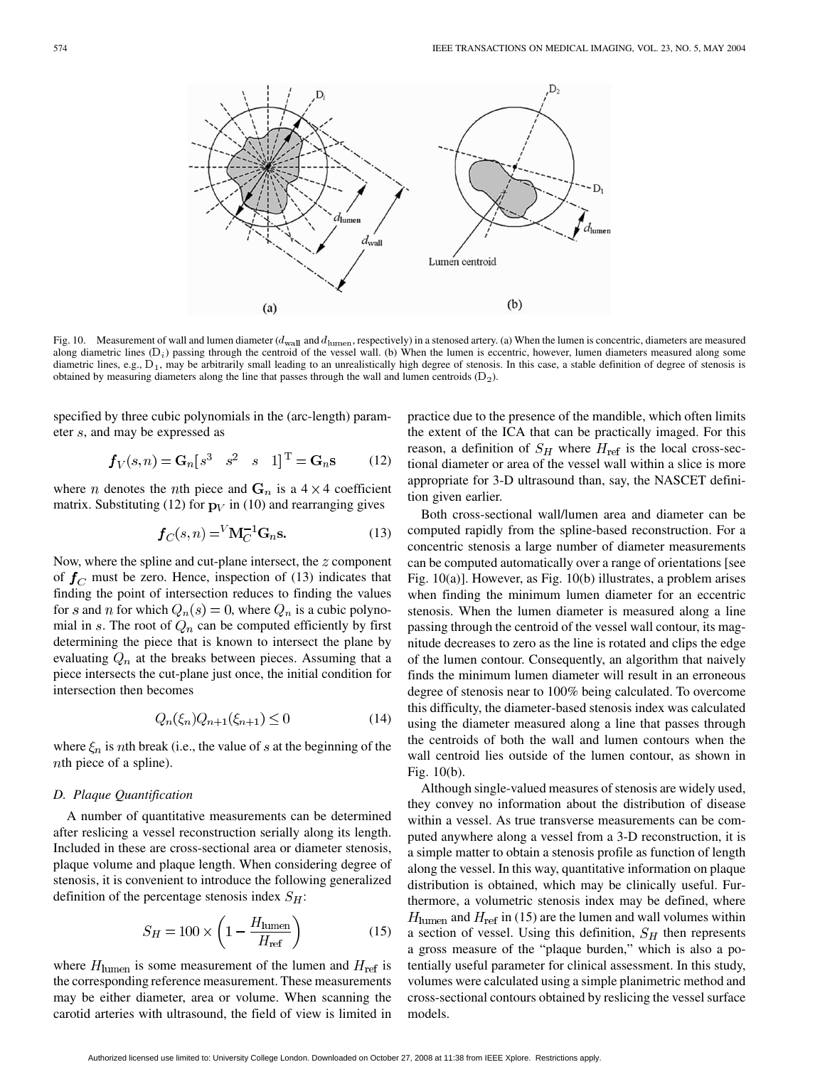Fig. 10. Measurement of wall and lumen diameter ($d_{\text{wall}}$ and $d_{\text{lumen}}$, respectively) in a stenosed artery. (a) When the lumen is concentric, diameters are measured along diametric lines ($\text{D}_i$) passing through the centroid of the vessel wall. (b) When the lumen is eccentric, however, lumen diameters measured along some diametric lines, e.g., $\text{D}_1$, may be arbitrarily small leading to an unrealistically high degree of stenosis. In this case, a stable definition of degree of stenosis is obtained by measuring diameters along the line that passes through the wall and lumen centroids ($\text{D}_2$).

specified by three cubic polynomials in the (arc-length) parameter $s$, and may be expressed as

$$\boldsymbol{f}_V(s,n) = \mathbf{G}_n[s^3 \quad s^2 \quad s \quad 1]^{\mathrm{T}} = \mathbf{G}_n\mathbf{s} \tag{12}$$

where $n$ denotes the $n$th piece and $\mathbf{G}_n$ is a $4 \times 4$ coefficient matrix. Substituting (12) for $\mathbf{p}_V$ in (10) and rearranging gives

$$\boldsymbol{f}_C(s,n) = {}^V\mathbf{M}_C^{-1}\mathbf{G}_n\mathbf{s}. \tag{13}$$

Now, where the spline and cut-plane intersect, the $z$ component of $\boldsymbol{f}_C$ must be zero. Hence, inspection of (13) indicates that finding the point of intersection reduces to finding the values for $s$ and $n$ for which $Q_n(s) = 0$, where $Q_n$ is a cubic polynomial in $s$. The root of $Q_n$ can be computed efficiently by first determining the piece that is known to intersect the plane by evaluating $Q_n$ at the breaks between pieces. Assuming that a piece intersects the cut-plane just once, the initial condition for intersection then becomes

$$Q_n(\xi_n)Q_{n+1}(\xi_{n+1}) \leq 0 \tag{14}$$

where $\xi_n$ is $n$th break (i.e., the value of $s$ at the beginning of the $n$th piece of a spline).

### D. Plaque Quantification

A number of quantitative measurements can be determined after reslicing a vessel reconstruction serially along its length. Included in these are cross-sectional area or diameter stenosis, plaque volume and plaque length. When considering degree of stenosis, it is convenient to introduce the following generalized definition of the percentage stenosis index $S_H$:

$$S_H = 100 \times \left(1 - \frac{H_{\text{lumen}}}{H_{\text{ref}}}\right) \tag{15}$$

where $H_{\text{lumen}}$ is some measurement of the lumen and $H_{\text{ref}}$ is the corresponding reference measurement. These measurements may be either diameter, area or volume. When scanning the carotid arteries with ultrasound, the field of view is limited in practice due to the presence of the mandible, which often limits the extent of the ICA that can be practically imaged. For this reason, a definition of $S_H$ where $H_{\text{ref}}$ is the local cross-sectional diameter or area of the vessel wall within a slice is more appropriate for 3-D ultrasound than, say, the NASCET definition given earlier.

Both cross-sectional wall/lumen area and diameter can be computed rapidly from the spline-based reconstruction. For a concentric stenosis a large number of diameter measurements can be computed automatically over a range of orientations [see Fig. 10(a)]. However, as Fig. 10(b) illustrates, a problem arises when finding the minimum lumen diameter for an eccentric stenosis. When the lumen diameter is measured along a line passing through the centroid of the vessel wall contour, its magnitude decreases to zero as the line is rotated and clips the edge of the lumen contour. Consequently, an algorithm that naively finds the minimum lumen diameter will result in an erroneous degree of stenosis near to 100% being calculated. To overcome this difficulty, the diameter-based stenosis index was calculated using the diameter measured along a line that passes through the centroids of both the wall and lumen contours when the wall centroid lies outside of the lumen contour, as shown in Fig. 10(b).

Although single-valued measures of stenosis are widely used, they convey no information about the distribution of disease within a vessel. As true transverse measurements can be computed anywhere along a vessel from a 3-D reconstruction, it is a simple matter to obtain a stenosis profile as function of length along the vessel. In this way, quantitative information on plaque distribution is obtained, which may be clinically useful. Furthermore, a volumetric stenosis index may be defined, where $H_{\text{lumen}}$ and $H_{\text{ref}}$ in (15) are the lumen and wall volumes within a section of vessel. Using this definition, $S_H$ then represents a gross measure of the "plaque burden," which is also a potentially useful parameter for clinical assessment. In this study, volumes were calculated using a simple planimetric method and cross-sectional contours obtained by reslicing the vessel surface models.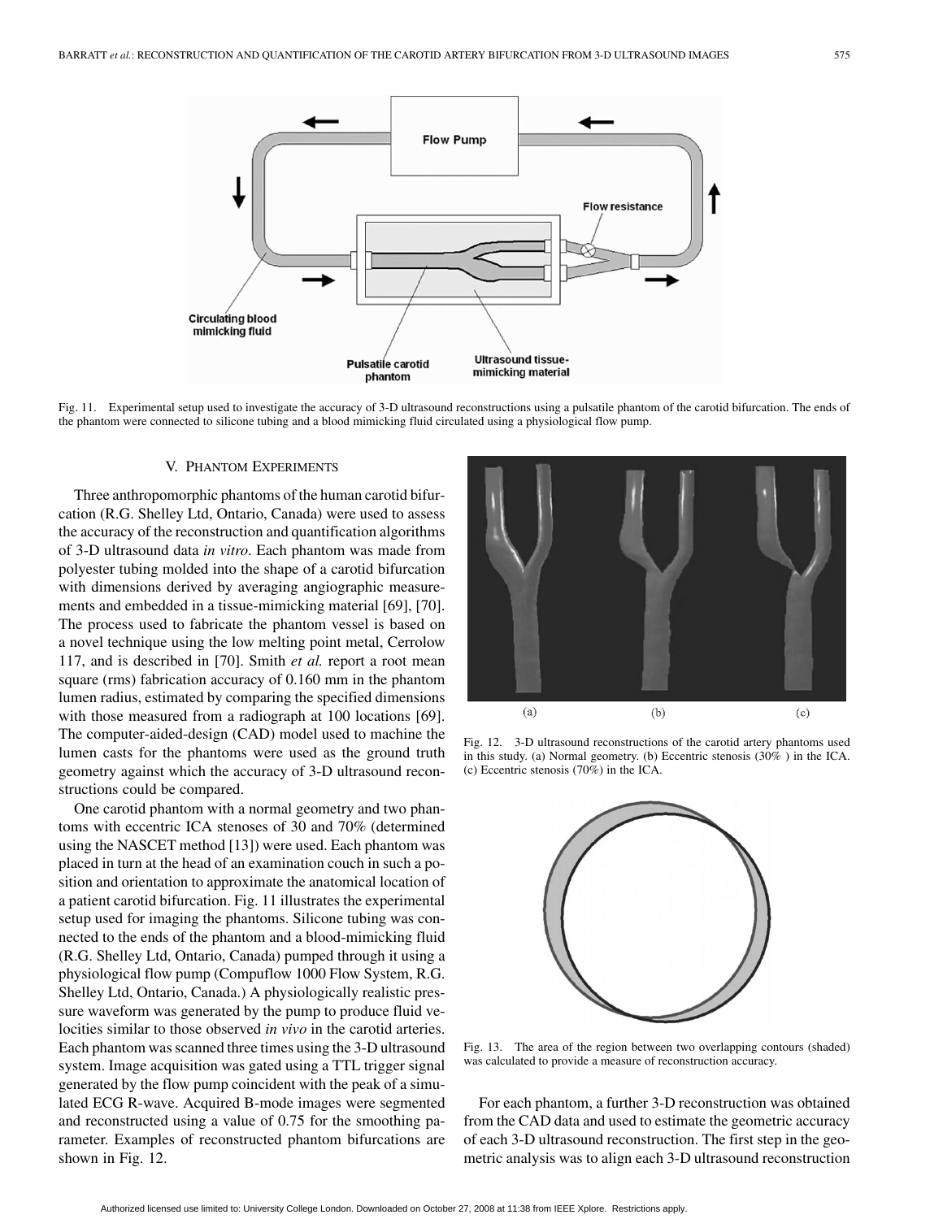Fig. 11. Experimental setup used to investigate the accuracy of 3-D ultrasound reconstructions using a pulsatile phantom of the carotid bifurcation. The ends of the phantom were connected to silicone tubing and a blood mimicking fluid circulated using a physiological flow pump.

## V. Phantom Experiments

Three anthropomorphic phantoms of the human carotid bifurcation (R.G. Shelley Ltd, Ontario, Canada) were used to assess the accuracy of the reconstruction and quantification algorithms of 3-D ultrasound data *in vitro*. Each phantom was made from polyester tubing molded into the shape of a carotid bifurcation with dimensions derived by averaging angiographic measurements and embedded in a tissue-mimicking material [69], [70]. The process used to fabricate the phantom vessel is based on a novel technique using the low melting point metal, Cerrolow 117, and is described in [70]. Smith *et al.* report a root mean square (rms) fabrication accuracy of 0.160 mm in the phantom lumen radius, estimated by comparing the specified dimensions with those measured from a radiograph at 100 locations [69]. The computer-aided-design (CAD) model used to machine the lumen casts for the phantoms were used as the ground truth geometry against which the accuracy of 3-D ultrasound reconstructions could be compared.

One carotid phantom with a normal geometry and two phantoms with eccentric ICA stenoses of 30 and 70% (determined using the NASCET method [13]) were used. Each phantom was placed in turn at the head of an examination couch in such a position and orientation to approximate the anatomical location of a patient carotid bifurcation. Fig. 11 illustrates the experimental setup used for imaging the phantoms. Silicone tubing was connected to the ends of the phantom and a blood-mimicking fluid (R.G. Shelley Ltd, Ontario, Canada) pumped through it using a physiological flow pump (Compuflow 1000 Flow System, R.G. Shelley Ltd, Ontario, Canada.) A physiologically realistic pressure waveform was generated by the pump to produce fluid velocities similar to those observed *in vivo* in the carotid arteries. Each phantom was scanned three times using the 3-D ultrasound system. Image acquisition was gated using a TTL trigger signal generated by the flow pump coincident with the peak of a simulated ECG R-wave. Acquired B-mode images were segmented and reconstructed using a value of 0.75 for the smoothing parameter. Examples of reconstructed phantom bifurcations are shown in Fig. 12.

Fig. 12. 3-D ultrasound reconstructions of the carotid artery phantoms used in this study. (a) Normal geometry. (b) Eccentric stenosis (30% ) in the ICA. (c) Eccentric stenosis (70%) in the ICA.

Fig. 13. The area of the region between two overlapping contours (shaded) was calculated to provide a measure of reconstruction accuracy.

For each phantom, a further 3-D reconstruction was obtained from the CAD data and used to estimate the geometric accuracy of each 3-D ultrasound reconstruction. The first step in the geometric analysis was to align each 3-D ultrasound reconstruction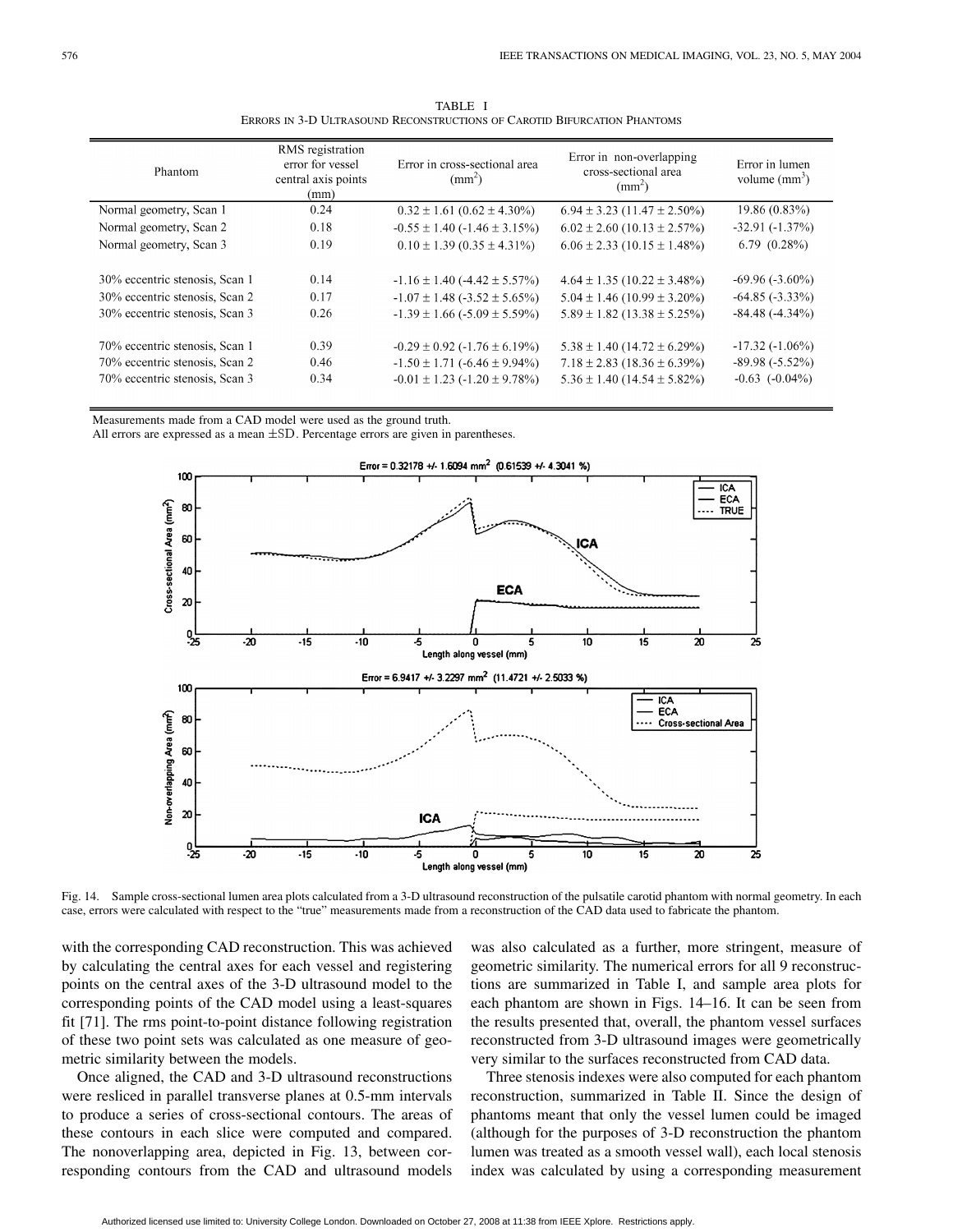TABLE I
ERRORS IN 3-D ULTRASOUND RECONSTRUCTIONS OF CAROTID BIFURCATION PHANTOMS

| Phantom | RMS registration error for vessel central axis points (mm) | Error in cross-sectional area ($mm^2$) | Error in non-overlapping cross-sectional area ($mm^2$) | Error in lumen volume ($mm^3$) |
|---|---|---|---|---|
| Normal geometry, Scan 1 | 0.24 | $0.32 \pm 1.61$ ($0.62 \pm 4.30\%$) | $6.94 \pm 3.23$ ($11.47 \pm 2.50\%$) | 19.86 (0.83%) |
| Normal geometry, Scan 2 | 0.18 | $-0.55 \pm 1.40$ ($-1.46 \pm 3.15\%$) | $6.02 \pm 2.60$ ($10.13 \pm 2.57\%$) | -32.91 (-1.37%) |
| Normal geometry, Scan 3 | 0.19 | $0.10 \pm 1.39$ ($0.35 \pm 4.31\%$) | $6.06 \pm 2.33$ ($10.15 \pm 1.48\%$) | 6.79 (0.28%) |
| 30% eccentric stenosis, Scan 1 | 0.14 | $-1.16 \pm 1.40$ ($-4.42 \pm 5.57\%$) | $4.64 \pm 1.35$ ($10.22 \pm 3.48\%$) | -69.96 (-3.60%) |
| 30% eccentric stenosis, Scan 2 | 0.17 | $-1.07 \pm 1.48$ ($-3.52 \pm 5.65\%$) | $5.04 \pm 1.46$ ($10.99 \pm 3.20\%$) | -64.85 (-3.33%) |
| 30% eccentric stenosis, Scan 3 | 0.26 | $-1.39 \pm 1.66$ ($-5.09 \pm 5.59\%$) | $5.89 \pm 1.82$ ($13.38 \pm 5.25\%$) | -84.48 (-4.34%) |
| 70% eccentric stenosis, Scan 1 | 0.39 | $-0.29 \pm 0.92$ ($-1.76 \pm 6.19\%$) | $5.38 \pm 1.40$ ($14.72 \pm 6.29\%$) | -17.32 (-1.06%) |
| 70% eccentric stenosis, Scan 2 | 0.46 | $-1.50 \pm 1.71$ ($-6.46 \pm 9.94\%$) | $7.18 \pm 2.83$ ($18.36 \pm 6.39\%$) | -89.98 (-5.52%) |
| 70% eccentric stenosis, Scan 3 | 0.34 | $-0.01 \pm 1.23$ ($-1.20 \pm 9.78\%$) | $5.36 \pm 1.40$ ($14.54 \pm 5.82\%$) | -0.63 (-0.04%) |

Measurements made from a CAD model were used as the ground truth.
All errors are expressed as a mean $\pm$SD. Percentage errors are given in parentheses.

Fig. 14. Sample cross-sectional lumen area plots calculated from a 3-D ultrasound reconstruction of the pulsatile carotid phantom with normal geometry. In each case, errors were calculated with respect to the "true" measurements made from a reconstruction of the CAD data used to fabricate the phantom.

with the corresponding CAD reconstruction. This was achieved by calculating the central axes for each vessel and registering points on the central axes of the 3-D ultrasound model to the corresponding points of the CAD model using a least-squares fit [71]. The rms point-to-point distance following registration of these two point sets was calculated as one measure of geometric similarity between the models.

Once aligned, the CAD and 3-D ultrasound reconstructions were resliced in parallel transverse planes at 0.5-mm intervals to produce a series of cross-sectional contours. The areas of these contours in each slice were computed and compared. The nonoverlapping area, depicted in Fig. 13, between corresponding contours from the CAD and ultrasound models was also calculated as a further, more stringent, measure of geometric similarity. The numerical errors for all 9 reconstructions are summarized in Table I, and sample area plots for each phantom are shown in Figs. 14–16. It can be seen from the results presented that, overall, the phantom vessel surfaces reconstructed from 3-D ultrasound images were geometrically very similar to the surfaces reconstructed from CAD data.

Three stenosis indexes were also computed for each phantom reconstruction, summarized in Table II. Since the design of phantoms meant that only the vessel lumen could be imaged (although for the purposes of 3-D reconstruction the phantom lumen was treated as a smooth vessel wall), each local stenosis index was calculated by using a corresponding measurement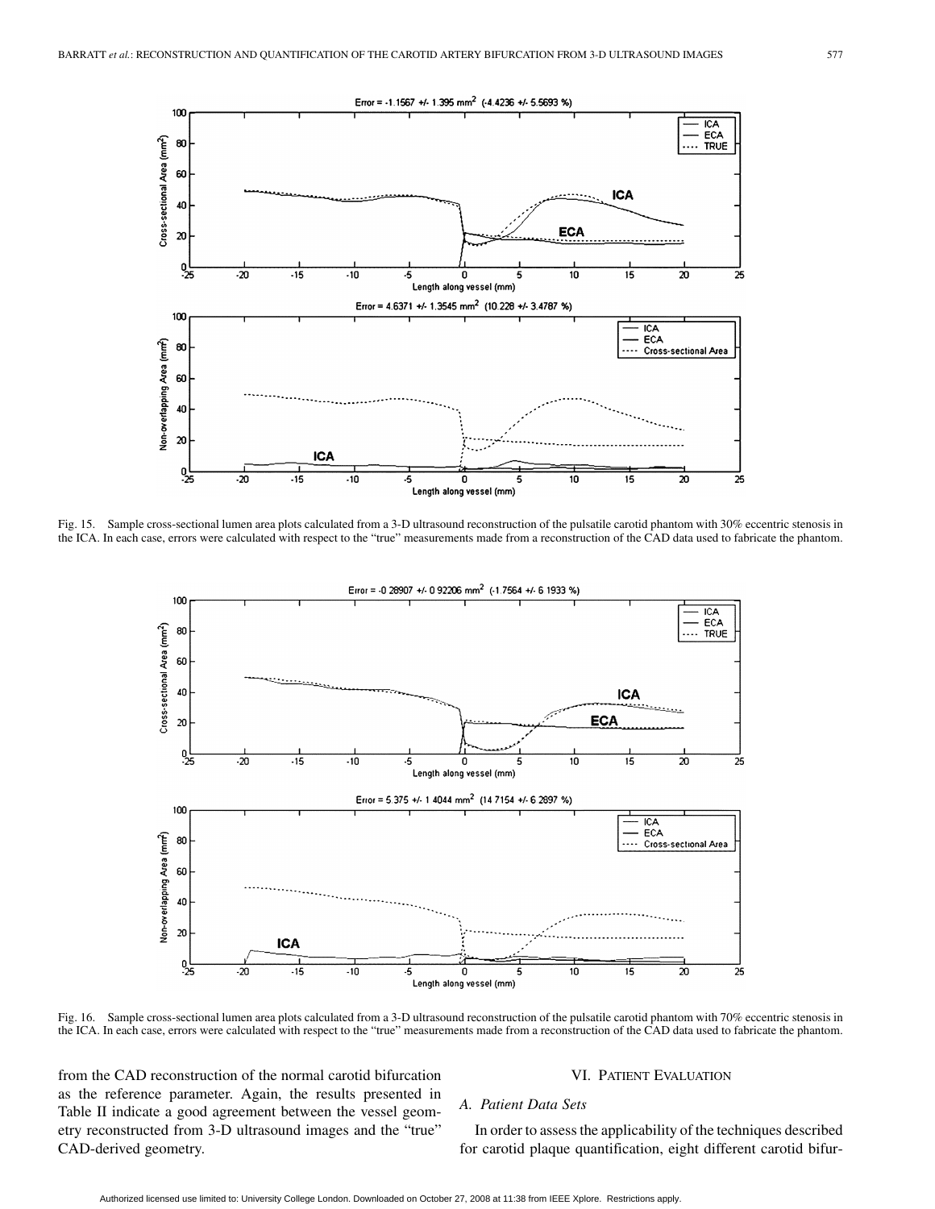Fig. 15. Sample cross-sectional lumen area plots calculated from a 3-D ultrasound reconstruction of the pulsatile carotid phantom with 30% eccentric stenosis in the ICA. In each case, errors were calculated with respect to the "true" measurements made from a reconstruction of the CAD data used to fabricate the phantom.

Fig. 16. Sample cross-sectional lumen area plots calculated from a 3-D ultrasound reconstruction of the pulsatile carotid phantom with 70% eccentric stenosis in the ICA. In each case, errors were calculated with respect to the "true" measurements made from a reconstruction of the CAD data used to fabricate the phantom.

from the CAD reconstruction of the normal carotid bifurcation as the reference parameter. Again, the results presented in Table II indicate a good agreement between the vessel geometry reconstructed from 3-D ultrasound images and the "true" CAD-derived geometry.

## VI. Patient Evaluation

### A. Patient Data Sets

In order to assess the applicability of the techniques described for carotid plaque quantification, eight different carotid bifur-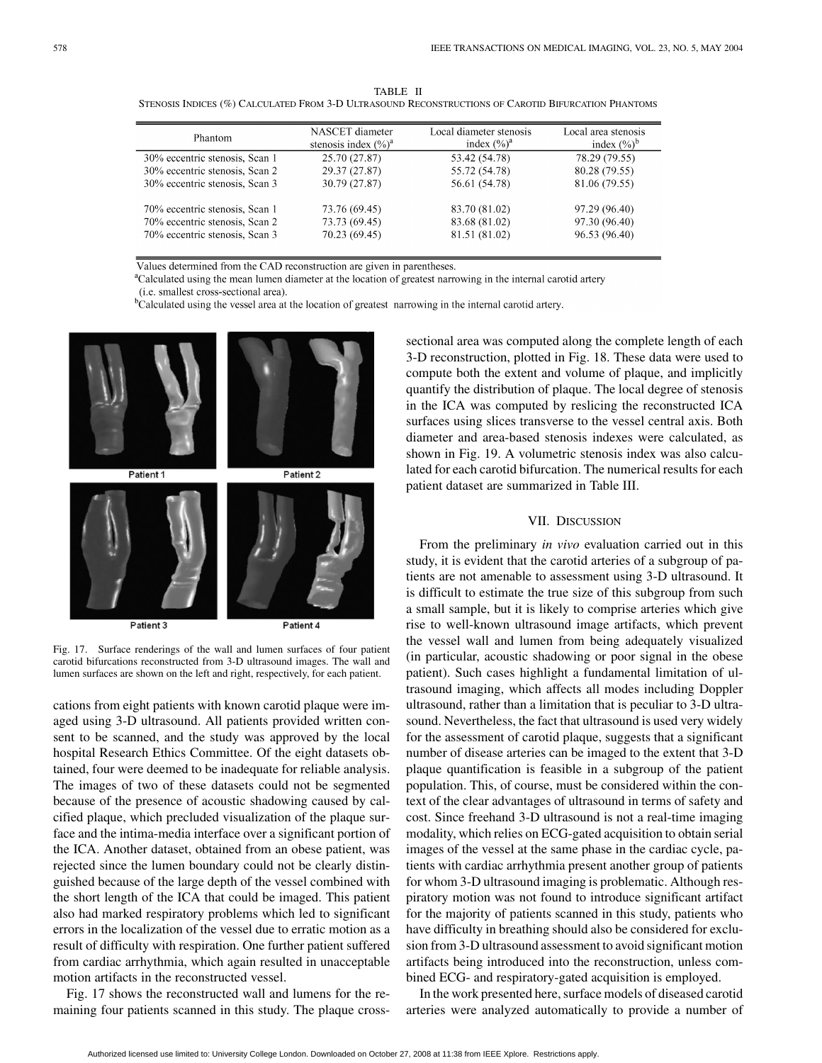TABLE II
STENOSIS INDICES (%) CALCULATED FROM 3-D ULTRASOUND RECONSTRUCTIONS OF CAROTID BIFURCATION PHANTOMS

| Phantom | NASCET diameter stenosis index (%)[a] | Local diameter stenosis index (%)[a] | Local area stenosis index (%)[b] |
|---|---|---|---|
| 30% eccentric stenosis, Scan 1 | 25.70 (27.87) | 53.42 (54.78) | 78.29 (79.55) |
| 30% eccentric stenosis, Scan 2 | 29.37 (27.87) | 55.72 (54.78) | 80.28 (79.55) |
| 30% eccentric stenosis, Scan 3 | 30.79 (27.87) | 56.61 (54.78) | 81.06 (79.55) |
| 70% eccentric stenosis, Scan 1 | 73.76 (69.45) | 83.70 (81.02) | 97.29 (96.40) |
| 70% eccentric stenosis, Scan 2 | 73.73 (69.45) | 83.68 (81.02) | 97.30 (96.40) |
| 70% eccentric stenosis, Scan 3 | 70.23 (69.45) | 81.51 (81.02) | 96.53 (96.40) |

Values determined from the CAD reconstruction are given in parentheses.
[a]Calculated using the mean lumen diameter at the location of greatest narrowing in the internal carotid artery (i.e. smallest cross-sectional area).
[b]Calculated using the vessel area at the location of greatest narrowing in the internal carotid artery.

Fig. 17. Surface renderings of the wall and lumen surfaces of four patient carotid bifurcations reconstructed from 3-D ultrasound images. The wall and lumen surfaces are shown on the left and right, respectively, for each patient.

cations from eight patients with known carotid plaque were imaged using 3-D ultrasound. All patients provided written consent to be scanned, and the study was approved by the local hospital Research Ethics Committee. Of the eight datasets obtained, four were deemed to be inadequate for reliable analysis. The images of two of these datasets could not be segmented because of the presence of acoustic shadowing caused by calcified plaque, which precluded visualization of the plaque surface and the intima-media interface over a significant portion of the ICA. Another dataset, obtained from an obese patient, was rejected since the lumen boundary could not be clearly distinguished because of the large depth of the vessel combined with the short length of the ICA that could be imaged. This patient also had marked respiratory problems which led to significant errors in the localization of the vessel due to erratic motion as a result of difficulty with respiration. One further patient suffered from cardiac arrhythmia, which again resulted in unacceptable motion artifacts in the reconstructed vessel.

Fig. 17 shows the reconstructed wall and lumens for the remaining four patients scanned in this study. The plaque cross-sectional area was computed along the complete length of each 3-D reconstruction, plotted in Fig. 18. These data were used to compute both the extent and volume of plaque, and implicitly quantify the distribution of plaque. The local degree of stenosis in the ICA was computed by reslicing the reconstructed ICA surfaces using slices transverse to the vessel central axis. Both diameter and area-based stenosis indexes were calculated, as shown in Fig. 19. A volumetric stenosis index was also calculated for each carotid bifurcation. The numerical results for each patient dataset are summarized in Table III.

## VII. DISCUSSION

From the preliminary *in vivo* evaluation carried out in this study, it is evident that the carotid arteries of a subgroup of patients are not amenable to assessment using 3-D ultrasound. It is difficult to estimate the true size of this subgroup from such a small sample, but it is likely to comprise arteries which give rise to well-known ultrasound image artifacts, which prevent the vessel wall and lumen from being adequately visualized (in particular, acoustic shadowing or poor signal in the obese patient). Such cases highlight a fundamental limitation of ultrasound imaging, which affects all modes including Doppler ultrasound, rather than a limitation that is peculiar to 3-D ultrasound. Nevertheless, the fact that ultrasound is used very widely for the assessment of carotid plaque, suggests that a significant number of disease arteries can be imaged to the extent that 3-D plaque quantification is feasible in a subgroup of the patient population. This, of course, must be considered within the context of the clear advantages of ultrasound in terms of safety and cost. Since freehand 3-D ultrasound is not a real-time imaging modality, which relies on ECG-gated acquisition to obtain serial images of the vessel at the same phase in the cardiac cycle, patients with cardiac arrhythmia present another group of patients for whom 3-D ultrasound imaging is problematic. Although respiratory motion was not found to introduce significant artifact for the majority of patients scanned in this study, patients who have difficulty in breathing should also be considered for exclusion from 3-D ultrasound assessment to avoid significant motion artifacts being introduced into the reconstruction, unless combined ECG- and respiratory-gated acquisition is employed.

In the work presented here, surface models of diseased carotid arteries were analyzed automatically to provide a number of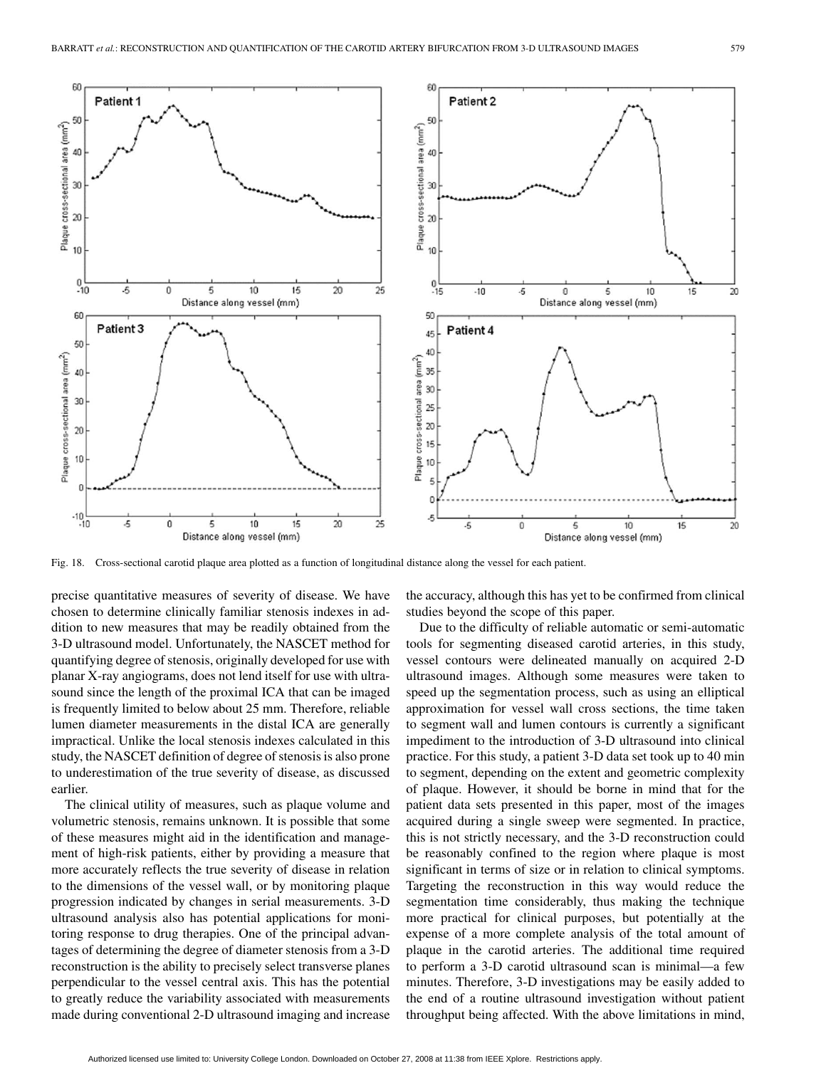Fig. 18. Cross-sectional carotid plaque area plotted as a function of longitudinal distance along the vessel for each patient.

precise quantitative measures of severity of disease. We have chosen to determine clinically familiar stenosis indexes in addition to new measures that may be readily obtained from the 3-D ultrasound model. Unfortunately, the NASCET method for quantifying degree of stenosis, originally developed for use with planar X-ray angiograms, does not lend itself for use with ultrasound since the length of the proximal ICA that can be imaged is frequently limited to below about 25 mm. Therefore, reliable lumen diameter measurements in the distal ICA are generally impractical. Unlike the local stenosis indexes calculated in this study, the NASCET definition of degree of stenosis is also prone to underestimation of the true severity of disease, as discussed earlier.

The clinical utility of measures, such as plaque volume and volumetric stenosis, remains unknown. It is possible that some of these measures might aid in the identification and management of high-risk patients, either by providing a measure that more accurately reflects the true severity of disease in relation to the dimensions of the vessel wall, or by monitoring plaque progression indicated by changes in serial measurements. 3-D ultrasound analysis also has potential applications for monitoring response to drug therapies. One of the principal advantages of determining the degree of diameter stenosis from a 3-D reconstruction is the ability to precisely select transverse planes perpendicular to the vessel central axis. This has the potential to greatly reduce the variability associated with measurements made during conventional 2-D ultrasound imaging and increase the accuracy, although this has yet to be confirmed from clinical studies beyond the scope of this paper.

Due to the difficulty of reliable automatic or semi-automatic tools for segmenting diseased carotid arteries, in this study, vessel contours were delineated manually on acquired 2-D ultrasound images. Although some measures were taken to speed up the segmentation process, such as using an elliptical approximation for vessel wall cross sections, the time taken to segment wall and lumen contours is currently a significant impediment to the introduction of 3-D ultrasound into clinical practice. For this study, a patient 3-D data set took up to 40 min to segment, depending on the extent and geometric complexity of plaque. However, it should be borne in mind that for the patient data sets presented in this paper, most of the images acquired during a single sweep were segmented. In practice, this is not strictly necessary, and the 3-D reconstruction could be reasonably confined to the region where plaque is most significant in terms of size or in relation to clinical symptoms. Targeting the reconstruction in this way would reduce the segmentation time considerably, thus making the technique more practical for clinical purposes, but potentially at the expense of a more complete analysis of the total amount of plaque in the carotid arteries. The additional time required to perform a 3-D carotid ultrasound scan is minimal—a few minutes. Therefore, 3-D investigations may be easily added to the end of a routine ultrasound investigation without patient throughput being affected. With the above limitations in mind,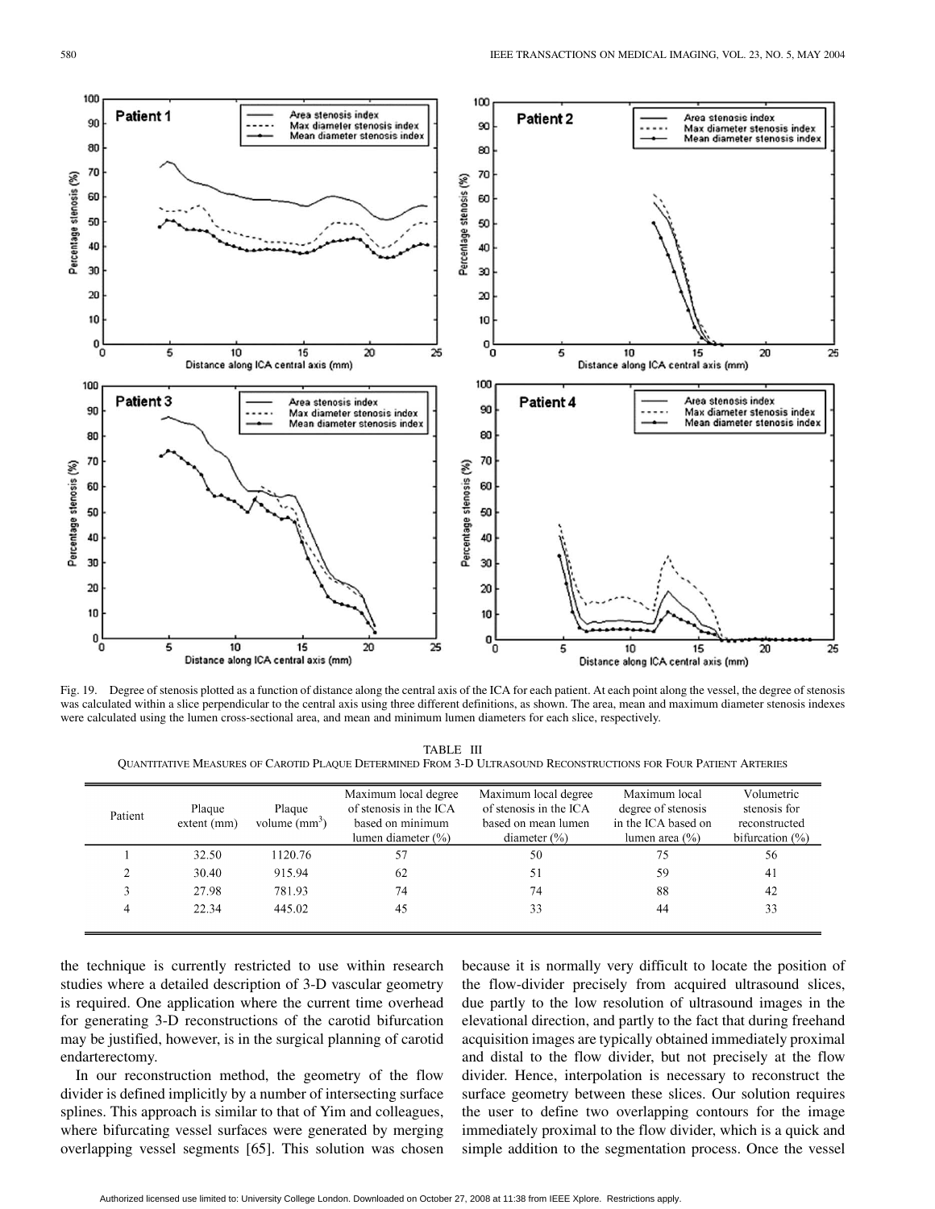Fig. 19. Degree of stenosis plotted as a function of distance along the central axis of the ICA for each patient. At each point along the vessel, the degree of stenosis was calculated within a slice perpendicular to the central axis using three different definitions, as shown. The area, mean and maximum diameter stenosis indexes were calculated using the lumen cross-sectional area, and mean and minimum lumen diameters for each slice, respectively.

TABLE III
QUANTITATIVE MEASURES OF CAROTID PLAQUE DETERMINED FROM 3-D ULTRASOUND RECONSTRUCTIONS FOR FOUR PATIENT ARTERIES

| Patient | Plaque extent (mm) | Plaque volume ($mm^3$) | Maximum local degree of stenosis in the ICA based on minimum lumen diameter (%) | Maximum local degree of stenosis in the ICA based on mean lumen diameter (%) | Maximum local degree of stenosis in the ICA based on lumen area (%) | Volumetric stenosis for reconstructed bifurcation (%) |
|---|---|---|---|---|---|---|
| 1 | 32.50 | 1120.76 | 57 | 50 | 75 | 56 |
| 2 | 30.40 | 915.94 | 62 | 51 | 59 | 41 |
| 3 | 27.98 | 781.93 | 74 | 74 | 88 | 42 |
| 4 | 22.34 | 445.02 | 45 | 33 | 44 | 33 |

the technique is currently restricted to use within research studies where a detailed description of 3-D vascular geometry is required. One application where the current time overhead for generating 3-D reconstructions of the carotid bifurcation may be justified, however, is in the surgical planning of carotid endarterectomy.

In our reconstruction method, the geometry of the flow divider is defined implicitly by a number of intersecting surface splines. This approach is similar to that of Yim and colleagues, where bifurcating vessel surfaces were generated by merging overlapping vessel segments [65]. This solution was chosen because it is normally very difficult to locate the position of the flow-divider precisely from acquired ultrasound slices, due partly to the low resolution of ultrasound images in the elevational direction, and partly to the fact that during freehand acquisition images are typically obtained immediately proximal and distal to the flow divider, but not precisely at the flow divider. Hence, interpolation is necessary to reconstruct the surface geometry between these slices. Our solution requires the user to define two overlapping contours for the image immediately proximal to the flow divider, which is a quick and simple addition to the segmentation process. Once the vessel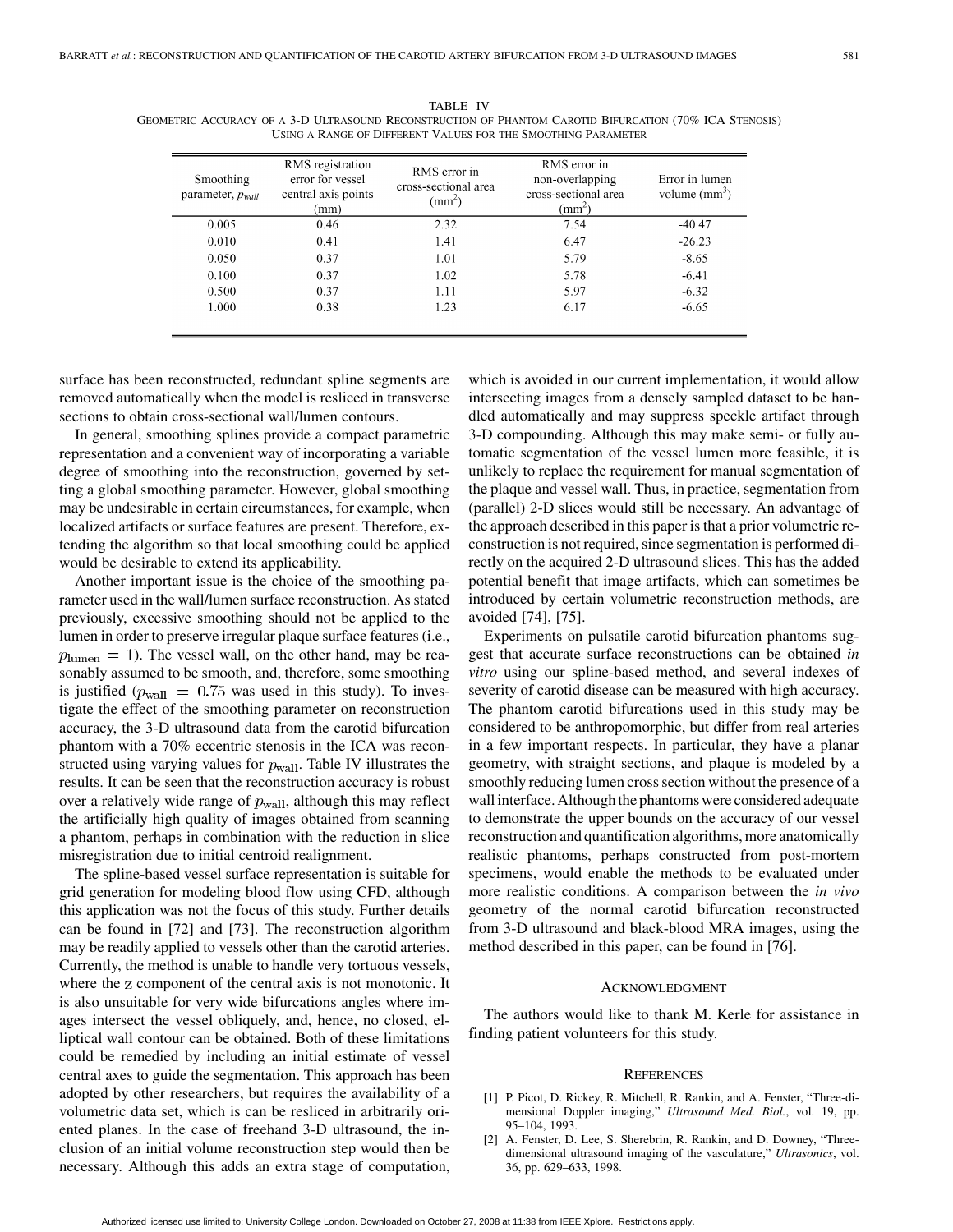TABLE IV
GEOMETRIC ACCURACY OF A 3-D ULTRASOUND RECONSTRUCTION OF PHANTOM CAROTID BIFURCATION (70% ICA STENOSIS) USING A RANGE OF DIFFERENT VALUES FOR THE SMOOTHING PARAMETER

| Smoothing parameter, $p_{wall}$ | RMS registration error for vessel central axis points (mm) | RMS error in cross-sectional area (mm$^2$) | RMS error in non-overlapping cross-sectional area (mm$^2$) | Error in lumen volume (mm$^3$) |
|---|---|---|---|---|
| 0.005 | 0.46 | 2.32 | 7.54 | -40.47 |
| 0.010 | 0.41 | 1.41 | 6.47 | -26.23 |
| 0.050 | 0.37 | 1.01 | 5.79 | -8.65 |
| 0.100 | 0.37 | 1.02 | 5.78 | -6.41 |
| 0.500 | 0.37 | 1.11 | 5.97 | -6.32 |
| 1.000 | 0.38 | 1.23 | 6.17 | -6.65 |

surface has been reconstructed, redundant spline segments are removed automatically when the model is resliced in transverse sections to obtain cross-sectional wall/lumen contours.

In general, smoothing splines provide a compact parametric representation and a convenient way of incorporating a variable degree of smoothing into the reconstruction, governed by setting a global smoothing parameter. However, global smoothing may be undesirable in certain circumstances, for example, when localized artifacts or surface features are present. Therefore, extending the algorithm so that local smoothing could be applied would be desirable to extend its applicability.

Another important issue is the choice of the smoothing parameter used in the wall/lumen surface reconstruction. As stated previously, excessive smoothing should not be applied to the lumen in order to preserve irregular plaque surface features (i.e., $p_{\text{lumen}} = 1$). The vessel wall, on the other hand, may be reasonably assumed to be smooth, and, therefore, some smoothing is justified ($p_{\text{wall}} = 0.75$ was used in this study). To investigate the effect of the smoothing parameter on reconstruction accuracy, the 3-D ultrasound data from the carotid bifurcation phantom with a 70% eccentric stenosis in the ICA was reconstructed using varying values for $p_{\text{wall}}$. Table IV illustrates the results. It can be seen that the reconstruction accuracy is robust over a relatively wide range of $p_{\text{wall}}$, although this may reflect the artificially high quality of images obtained from scanning a phantom, perhaps in combination with the reduction in slice misregistration due to initial centroid realignment.

The spline-based vessel surface representation is suitable for grid generation for modeling blood flow using CFD, although this application was not the focus of this study. Further details can be found in [72] and [73]. The reconstruction algorithm may be readily applied to vessels other than the carotid arteries. Currently, the method is unable to handle very tortuous vessels, where the $z$ component of the central axis is not monotonic. It is also unsuitable for very wide bifurcations angles where images intersect the vessel obliquely, and, hence, no closed, elliptical wall contour can be obtained. Both of these limitations could be remedied by including an initial estimate of vessel central axes to guide the segmentation. This approach has been adopted by other researchers, but requires the availability of a volumetric data set, which is can be resliced in arbitrarily oriented planes. In the case of freehand 3-D ultrasound, the inclusion of an initial volume reconstruction step would then be necessary. Although this adds an extra stage of computation, which is avoided in our current implementation, it would allow intersecting images from a densely sampled dataset to be handled automatically and may suppress speckle artifact through 3-D compounding. Although this may make semi- or fully automatic segmentation of the vessel lumen more feasible, it is unlikely to replace the requirement for manual segmentation of the plaque and vessel wall. Thus, in practice, segmentation from (parallel) 2-D slices would still be necessary. An advantage of the approach described in this paper is that a prior volumetric reconstruction is not required, since segmentation is performed directly on the acquired 2-D ultrasound slices. This has the added potential benefit that image artifacts, which can sometimes be introduced by certain volumetric reconstruction methods, are avoided [74], [75].

Experiments on pulsatile carotid bifurcation phantoms suggest that accurate surface reconstructions can be obtained *in vitro* using our spline-based method, and several indexes of severity of carotid disease can be measured with high accuracy. The phantom carotid bifurcations used in this study may be considered to be anthropomorphic, but differ from real arteries in a few important respects. In particular, they have a planar geometry, with straight sections, and plaque is modeled by a smoothly reducing lumen cross section without the presence of a wall interface. Although the phantoms were considered adequate to demonstrate the upper bounds on the accuracy of our vessel reconstruction and quantification algorithms, more anatomically realistic phantoms, perhaps constructed from post-mortem specimens, would enable the methods to be evaluated under more realistic conditions. A comparison between the *in vivo* geometry of the normal carotid bifurcation reconstructed from 3-D ultrasound and black-blood MRA images, using the method described in this paper, can be found in [76].

## ACKNOWLEDGMENT

The authors would like to thank M. Kerle for assistance in finding patient volunteers for this study.

## REFERENCES

[1] P. Picot, D. Rickey, R. Mitchell, R. Rankin, and A. Fenster, "Three-dimensional Doppler imaging," *Ultrasound Med. Biol.*, vol. 19, pp. 95–104, 1993.

[2] A. Fenster, D. Lee, S. Sherebrin, R. Rankin, and D. Downey, "Three-dimensional ultrasound imaging of the vasculature," *Ultrasonics*, vol. 36, pp. 629–633, 1998.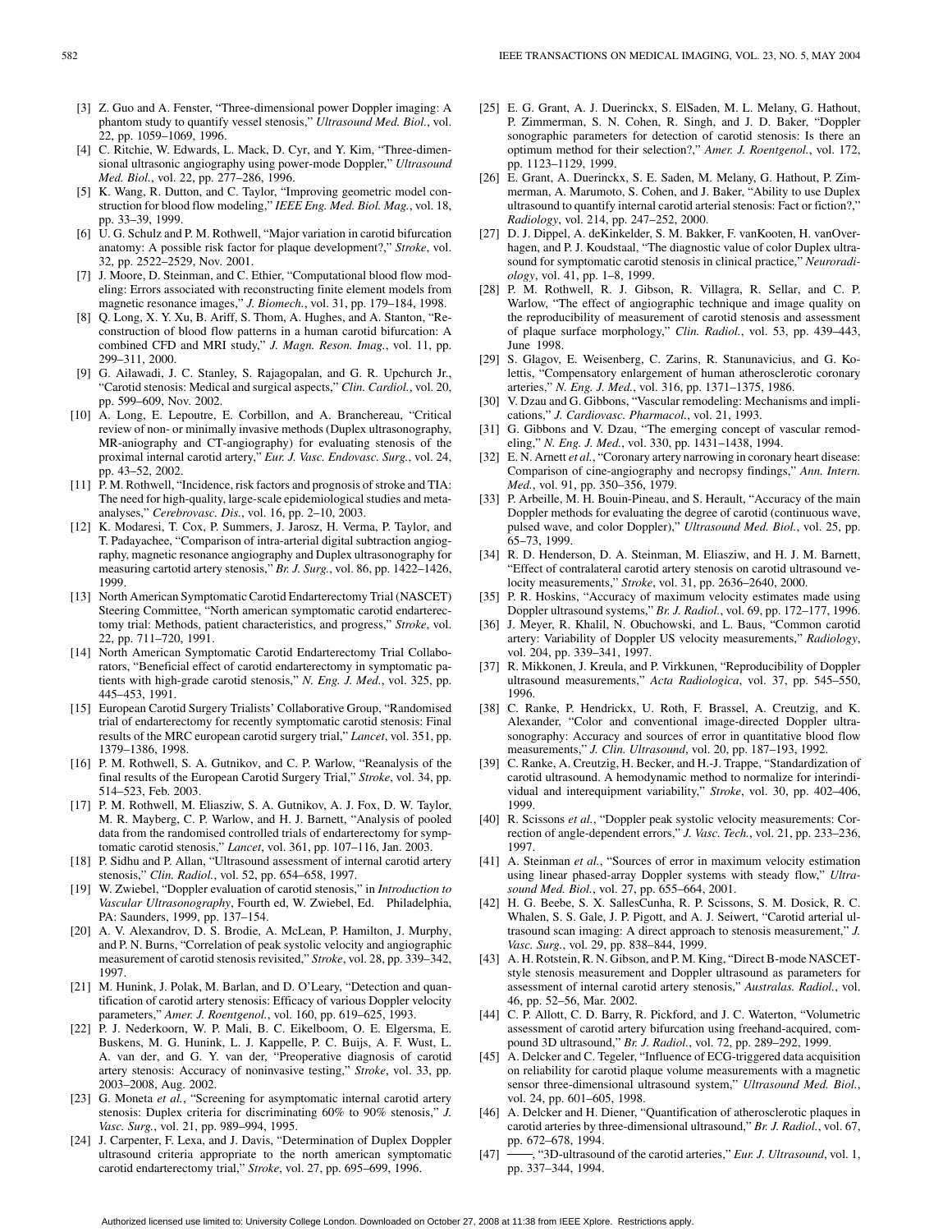[3] Z. Guo and A. Fenster, "Three-dimensional power Doppler imaging: A phantom study to quantify vessel stenosis," *Ultrasound Med. Biol.*, vol. 22, pp. 1059–1069, 1996.

[4] C. Ritchie, W. Edwards, L. Mack, D. Cyr, and Y. Kim, "Three-dimensional ultrasonic angiography using power-mode Doppler," *Ultrasound Med. Biol.*, vol. 22, pp. 277–286, 1996.

[5] K. Wang, R. Dutton, and C. Taylor, "Improving geometric model construction for blood flow modeling," *IEEE Eng. Med. Biol. Mag.*, vol. 18, pp. 33–39, 1999.

[6] U. G. Schulz and P. M. Rothwell, "Major variation in carotid bifurcation anatomy: A possible risk factor for plaque development?," *Stroke*, vol. 32, pp. 2522–2529, Nov. 2001.

[7] J. Moore, D. Steinman, and C. Ethier, "Computational blood flow modeling: Errors associated with reconstructing finite element models from magnetic resonance images," *J. Biomech.*, vol. 31, pp. 179–184, 1998.

[8] Q. Long, X. Y. Xu, B. Ariff, S. Thom, A. Hughes, and A. Stanton, "Reconstruction of blood flow patterns in a human carotid bifurcation: A combined CFD and MRI study," *J. Magn. Reson. Imag.*, vol. 11, pp. 299–311, 2000.

[9] G. Ailawadi, J. C. Stanley, S. Rajagopalan, and G. R. Upchurch Jr., "Carotid stenosis: Medical and surgical aspects," *Clin. Cardiol.*, vol. 20, pp. 599–609, Nov. 2002.

[10] A. Long, E. Lepoutre, E. Corbillon, and A. Branchereau, "Critical review of non- or minimally invasive methods (Duplex ultrasonography, MR-aniography and CT-angiography) for evaluating stenosis of the proximal internal carotid artery," *Eur. J. Vasc. Endovasc. Surg.*, vol. 24, pp. 43–52, 2002.

[11] P. M. Rothwell, "Incidence, risk factors and prognosis of stroke and TIA: The need for high-quality, large-scale epidemiological studies and meta-analyses," *Cerebrovasc. Dis.*, vol. 16, pp. 2–10, 2003.

[12] K. Modaresi, T. Cox, P. Summers, J. Jarosz, H. Verma, P. Taylor, and T. Padayachee, "Comparison of intra-arterial digital subtraction angiography, magnetic resonance angiography and Duplex ultrasonography for measuring cartotid artery stenosis," *Br. J. Surg.*, vol. 86, pp. 1422–1426, 1999.

[13] North American Symptomatic Carotid Endarterectomy Trial (NASCET) Steering Committee, "North american symptomatic carotid endarterectomy trial: Methods, patient characteristics, and progress," *Stroke*, vol. 22, pp. 711–720, 1991.

[14] North American Symptomatic Carotid Endarterectomy Trial Collaborators, "Beneficial effect of carotid endarterectomy in symptomatic patients with high-grade carotid stenosis," *N. Eng. J. Med.*, vol. 325, pp. 445–453, 1991.

[15] European Carotid Surgery Trialists' Collaborative Group, "Randomised trial of endarterectomy for recently symptomatic carotid stenosis: Final results of the MRC european carotid surgery trial," *Lancet*, vol. 351, pp. 1379–1386, 1998.

[16] P. M. Rothwell, S. A. Gutnikov, and C. P. Warlow, "Reanalysis of the final results of the European Carotid Surgery Trial," *Stroke*, vol. 34, pp. 514–523, Feb. 2003.

[17] P. M. Rothwell, M. Eliasziw, S. A. Gutnikov, A. J. Fox, D. W. Taylor, M. R. Mayberg, C. P. Warlow, and H. J. Barnett, "Analysis of pooled data from the randomised controlled trials of endarterectomy for symptomatic carotid stenosis," *Lancet*, vol. 361, pp. 107–116, Jan. 2003.

[18] P. Sidhu and P. Allan, "Ultrasound assessment of internal carotid artery stenosis," *Clin. Radiol.*, vol. 52, pp. 654–658, 1997.

[19] W. Zwiebel, "Doppler evaluation of carotid stenosis," in *Introduction to Vascular Ultrasonography*, Fourth ed, W. Zwiebel, Ed. Philadelphia, PA: Saunders, 1999, pp. 137–154.

[20] A. V. Alexandrov, D. S. Brodie, A. McLean, P. Hamilton, J. Murphy, and P. N. Burns, "Correlation of peak systolic velocity and angiographic measurement of carotid stenosis revisited," *Stroke*, vol. 28, pp. 339–342, 1997.

[21] M. Hunink, J. Polak, M. Barlan, and D. O'Leary, "Detection and quantification of carotid artery stenosis: Efficacy of various Doppler velocity parameters," *Amer. J. Roentgenol.*, vol. 160, pp. 619–625, 1993.

[22] P. J. Nederkoorn, W. P. Mali, B. C. Eikelboom, O. E. Elgersma, E. Buskens, M. G. Hunink, L. J. Kappelle, P. C. Buijs, A. F. Wust, L. A. van der, and G. Y. van der, "Preoperative diagnosis of carotid artery stenosis: Accuracy of noninvasive testing," *Stroke*, vol. 33, pp. 2003–2008, Aug. 2002.

[23] G. Moneta *et al.*, "Screening for asymptomatic internal carotid artery stenosis: Duplex criteria for discriminating 60% to 90% stenosis," *J. Vasc. Surg.*, vol. 21, pp. 989–994, 1995.

[24] J. Carpenter, F. Lexa, and J. Davis, "Determination of Duplex Doppler ultrasound criteria appropriate to the north american symptomatic carotid endarterectomy trial," *Stroke*, vol. 27, pp. 695–699, 1996.

[25] E. G. Grant, A. J. Duerinckx, S. ElSaden, M. L. Melany, G. Hathout, P. Zimmerman, S. N. Cohen, R. Singh, and J. D. Baker, "Doppler sonographic parameters for detection of carotid stenosis: Is there an optimum method for their selection?," *Amer. J. Roentgenol.*, vol. 172, pp. 1123–1129, 1999.

[26] E. Grant, A. Duerinckx, S. E. Saden, M. Melany, G. Hathout, P. Zimmerman, A. Marumoto, S. Cohen, and J. Baker, "Ability to use Duplex ultrasound to quantify internal carotid arterial stenosis: Fact or fiction?," *Radiology*, vol. 214, pp. 247–252, 2000.

[27] D. J. Dippel, A. deKinkelder, S. M. Bakker, F. vanKooten, H. vanOverhagen, and P. J. Koudstaal, "The diagnostic value of color Duplex ultrasound for symptomatic carotid stenosis in clinical practice," *Neuroradiology*, vol. 41, pp. 1–8, 1999.

[28] P. M. Rothwell, R. J. Gibson, R. Villagra, R. Sellar, and C. P. Warlow, "The effect of angiographic technique and image quality on the reproducibility of measurement of carotid stenosis and assessment of plaque surface morphology," *Clin. Radiol.*, vol. 53, pp. 439–443, June 1998.

[29] S. Glagov, E. Weisenberg, C. Zarins, R. Stanunavicius, and G. Kolettis, "Compensatory enlargement of human atherosclerotic coronary arteries," *N. Eng. J. Med.*, vol. 316, pp. 1371–1375, 1986.

[30] V. Dzau and G. Gibbons, "Vascular remodeling: Mechanisms and implications," *J. Cardiovasc. Pharmacol.*, vol. 21, 1993.

[31] G. Gibbons and V. Dzau, "The emerging concept of vascular remodeling," *N. Eng. J. Med.*, vol. 330, pp. 1431–1438, 1994.

[32] E. N. Arnett *et al.*, "Coronary artery narrowing in coronary heart disease: Comparison of cine-angiography and necropsy findings," *Ann. Intern. Med.*, vol. 91, pp. 350–356, 1979.

[33] P. Arbeille, M. H. Bouin-Pineau, and S. Herault, "Accuracy of the main Doppler methods for evaluating the degree of carotid (continuous wave, pulsed wave, and color Doppler)," *Ultrasound Med. Biol.*, vol. 25, pp. 65–73, 1999.

[34] R. D. Henderson, D. A. Steinman, M. Eliasziw, and H. J. M. Barnett, "Effect of contralateral carotid artery stenosis on carotid ultrasound velocity measurements," *Stroke*, vol. 31, pp. 2636–2640, 2000.

[35] P. R. Hoskins, "Accuracy of maximum velocity estimates made using Doppler ultrasound systems," *Br. J. Radiol.*, vol. 69, pp. 172–177, 1996.

[36] J. Meyer, R. Khalil, N. Obuchowski, and L. Baus, "Common carotid artery: Variability of Doppler US velocity measurements," *Radiology*, vol. 204, pp. 339–341, 1997.

[37] R. Mikkonen, J. Kreula, and P. Virkkunen, "Reproducibility of Doppler ultrasound measurements," *Acta Radiologica*, vol. 37, pp. 545–550, 1996.

[38] C. Ranke, P. Hendrickx, U. Roth, F. Brassel, A. Creutzig, and K. Alexander, "Color and conventional image-directed Doppler ultrasonography: Accuracy and sources of error in quantitative blood flow measurements," *J. Clin. Ultrasound*, vol. 20, pp. 187–193, 1992.

[39] C. Ranke, A. Creutzig, H. Becker, and H.-J. Trappe, "Standardization of carotid ultrasound. A hemodynamic method to normalize for interindividual and interequipment variability," *Stroke*, vol. 30, pp. 402–406, 1999.

[40] R. Scissons *et al.*, "Doppler peak systolic velocity measurements: Correction of angle-dependent errors," *J. Vasc. Tech.*, vol. 21, pp. 233–236, 1997.

[41] A. Steinman *et al.*, "Sources of error in maximum velocity estimation using linear phased-array Doppler systems with steady flow," *Ultrasound Med. Biol.*, vol. 27, pp. 655–664, 2001.

[42] H. G. Beebe, S. X. SallesCunha, R. P. Scissons, S. M. Dosick, R. C. Whalen, S. S. Gale, J. P. Pigott, and A. J. Seiwert, "Carotid arterial ultrasound scan imaging: A direct approach to stenosis measurement," *J. Vasc. Surg.*, vol. 29, pp. 838–844, 1999.

[43] A. H. Rotstein, R. N. Gibson, and P. M. King, "Direct B-mode NASCET-style stenosis measurement and Doppler ultrasound as parameters for assessment of internal carotid artery stenosis," *Australas. Radiol.*, vol. 46, pp. 52–56, Mar. 2002.

[44] C. P. Allott, C. D. Barry, R. Pickford, and J. C. Waterton, "Volumetric assessment of carotid artery bifurcation using freehand-acquired, compound 3D ultrasound," *Br. J. Radiol.*, vol. 72, pp. 289–292, 1999.

[45] A. Delcker and C. Tegeler, "Influence of ECG-triggered data acquisition on reliability for carotid plaque volume measurements with a magnetic sensor three-dimensional ultrasound system," *Ultrasound Med. Biol.*, vol. 24, pp. 601–605, 1998.

[46] A. Delcker and H. Diener, "Quantification of atherosclerotic plaques in carotid arteries by three-dimensional ultrasound," *Br. J. Radiol.*, vol. 67, pp. 672–678, 1994.

[47] ——, "3D-ultrasound of the carotid arteries," *Eur. J. Ultrasound*, vol. 1, pp. 337–344, 1994.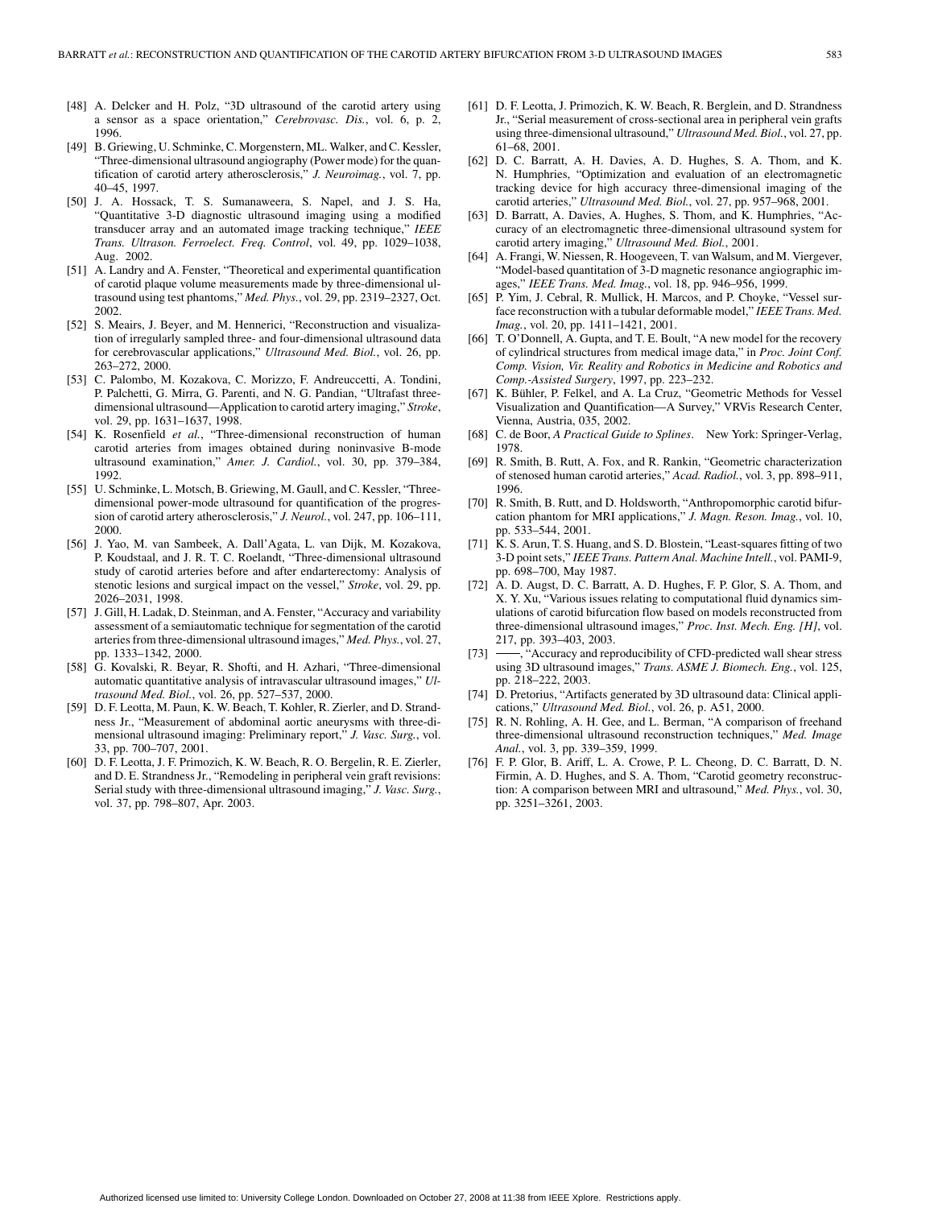[48] A. Delcker and H. Polz, "3D ultrasound of the carotid artery using a sensor as a space orientation," *Cerebrovasc. Dis.*, vol. 6, p. 2, 1996.

[49] B. Griewing, U. Schminke, C. Morgenstern, ML. Walker, and C. Kessler, "Three-dimensional ultrasound angiography (Power mode) for the quantification of carotid artery atherosclerosis," *J. Neuroimag.*, vol. 7, pp. 40–45, 1997.

[50] J. A. Hossack, T. S. Sumanaweera, S. Napel, and J. S. Ha, "Quantitative 3-D diagnostic ultrasound imaging using a modified transducer array and an automated image tracking technique," *IEEE Trans. Ultrason. Ferroelect. Freq. Control*, vol. 49, pp. 1029–1038, Aug. 2002.

[51] A. Landry and A. Fenster, "Theoretical and experimental quantification of carotid plaque volume measurements made by three-dimensional ultrasound using test phantoms," *Med. Phys.*, vol. 29, pp. 2319–2327, Oct. 2002.

[52] S. Meairs, J. Beyer, and M. Hennerici, "Reconstruction and visualization of irregularly sampled three- and four-dimensional ultrasound data for cerebrovascular applications," *Ultrasound Med. Biol.*, vol. 26, pp. 263–272, 2000.

[53] C. Palombo, M. Kozakova, C. Morizzo, F. Andreuccetti, A. Tondini, P. Palchetti, G. Mirra, G. Parenti, and N. G. Pandian, "Ultrafast three-dimensional ultrasound—Application to carotid artery imaging," *Stroke*, vol. 29, pp. 1631–1637, 1998.

[54] K. Rosenfield *et al.*, "Three-dimensional reconstruction of human carotid arteries from images obtained during noninvasive B-mode ultrasound examination," *Amer. J. Cardiol.*, vol. 30, pp. 379–384, 1992.

[55] U. Schminke, L. Motsch, B. Griewing, M. Gaull, and C. Kessler, "Three-dimensional power-mode ultrasound for quantification of the progression of carotid artery atherosclerosis," *J. Neurol.*, vol. 247, pp. 106–111, 2000.

[56] J. Yao, M. van Sambeek, A. Dall'Agata, L. van Dijk, M. Kozakova, P. Koudstaal, and J. R. T. C. Roelandt, "Three-dimensional ultrasound study of carotid arteries before and after endarterectomy: Analysis of stenotic lesions and surgical impact on the vessel," *Stroke*, vol. 29, pp. 2026–2031, 1998.

[57] J. Gill, H. Ladak, D. Steinman, and A. Fenster, "Accuracy and variability assessment of a semiautomatic technique for segmentation of the carotid arteries from three-dimensional ultrasound images," *Med. Phys.*, vol. 27, pp. 1333–1342, 2000.

[58] G. Kovalski, R. Beyar, R. Shofti, and H. Azhari, "Three-dimensional automatic quantitative analysis of intravascular ultrasound images," *Ultrasound Med. Biol.*, vol. 26, pp. 527–537, 2000.

[59] D. F. Leotta, M. Paun, K. W. Beach, T. Kohler, R. Zierler, and D. Strandness Jr., "Measurement of abdominal aortic aneurysms with three-dimensional ultrasound imaging: Preliminary report," *J. Vasc. Surg.*, vol. 33, pp. 700–707, 2001.

[60] D. F. Leotta, J. F. Primozich, K. W. Beach, R. O. Bergelin, R. E. Zierler, and D. E. Strandness Jr., "Remodeling in peripheral vein graft revisions: Serial study with three-dimensional ultrasound imaging," *J. Vasc. Surg.*, vol. 37, pp. 798–807, Apr. 2003.

[61] D. F. Leotta, J. Primozich, K. W. Beach, R. Berglein, and D. Strandness Jr., "Serial measurement of cross-sectional area in peripheral vein grafts using three-dimensional ultrasound," *Ultrasound Med. Biol.*, vol. 27, pp. 61–68, 2001.

[62] D. C. Barratt, A. H. Davies, A. D. Hughes, S. A. Thom, and K. N. Humphries, "Optimization and evaluation of an electromagnetic tracking device for high accuracy three-dimensional imaging of the carotid arteries," *Ultrasound Med. Biol.*, vol. 27, pp. 957–968, 2001.

[63] D. Barratt, A. Davies, A. Hughes, S. Thom, and K. Humphries, "Accuracy of an electromagnetic three-dimensional ultrasound system for carotid artery imaging," *Ultrasound Med. Biol.*, 2001.

[64] A. Frangi, W. Niessen, R. Hoogeveen, T. van Walsum, and M. Viergever, "Model-based quantitation of 3-D magnetic resonance angiographic images," *IEEE Trans. Med. Imag.*, vol. 18, pp. 946–956, 1999.

[65] P. Yim, J. Cebral, R. Mullick, H. Marcos, and P. Choyke, "Vessel surface reconstruction with a tubular deformable model," *IEEE Trans. Med. Imag.*, vol. 20, pp. 1411–1421, 2001.

[66] T. O'Donnell, A. Gupta, and T. E. Boult, "A new model for the recovery of cylindrical structures from medical image data," in *Proc. Joint Conf. Comp. Vision, Vir. Reality and Robotics in Medicine and Robotics and Comp.-Assisted Surgery*, 1997, pp. 223–232.

[67] K. Bühler, P. Felkel, and A. La Cruz, "Geometric Methods for Vessel Visualization and Quantification—A Survey," VRVis Research Center, Vienna, Austria, 035, 2002.

[68] C. de Boor, *A Practical Guide to Splines*. New York: Springer-Verlag, 1978.

[69] R. Smith, B. Rutt, A. Fox, and R. Rankin, "Geometric characterization of stenosed human carotid arteries," *Acad. Radiol.*, vol. 3, pp. 898–911, 1996.

[70] R. Smith, B. Rutt, and D. Holdsworth, "Anthropomorphic carotid bifurcation phantom for MRI applications," *J. Magn. Reson. Imag.*, vol. 10, pp. 533–544, 2001.

[71] K. S. Arun, T. S. Huang, and S. D. Blostein, "Least-squares fitting of two 3-D point sets," *IEEE Trans. Pattern Anal. Machine Intell.*, vol. PAMI-9, pp. 698–700, May 1987.

[72] A. D. Augst, D. C. Barratt, A. D. Hughes, F. P. Glor, S. A. Thom, and X. Y. Xu, "Various issues relating to computational fluid dynamics simulations of carotid bifurcation flow based on models reconstructed from three-dimensional ultrasound images," *Proc. Inst. Mech. Eng. [H]*, vol. 217, pp. 393–403, 2003.

[73] ——, "Accuracy and reproducibility of CFD-predicted wall shear stress using 3D ultrasound images," *Trans. ASME J. Biomech. Eng.*, vol. 125, pp. 218–222, 2003.

[74] D. Pretorius, "Artifacts generated by 3D ultrasound data: Clinical applications," *Ultrasound Med. Biol.*, vol. 26, p. A51, 2000.

[75] R. N. Rohling, A. H. Gee, and L. Berman, "A comparison of freehand three-dimensional ultrasound reconstruction techniques," *Med. Image Anal.*, vol. 3, pp. 339–359, 1999.

[76] F. P. Glor, B. Ariff, L. A. Crowe, P. L. Cheong, D. C. Barratt, D. N. Firmin, A. D. Hughes, and S. A. Thom, "Carotid geometry reconstruction: A comparison between MRI and ultrasound," *Med. Phys.*, vol. 30, pp. 3251–3261, 2003.